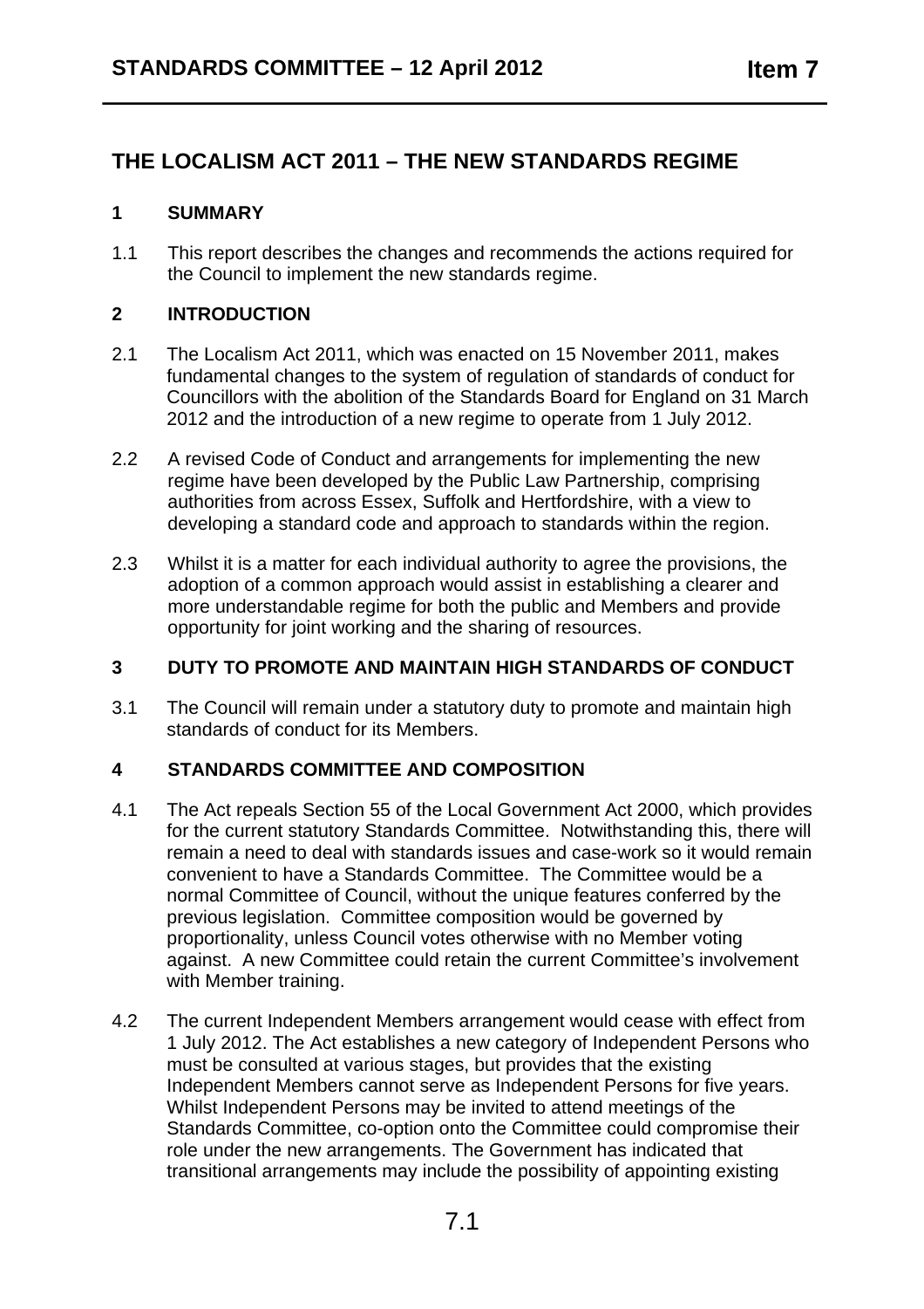# THE LOCALISM ACT 2011 – THE NEW STANDARDS REGIME

## 1 SUMMARY

1.1 This report describes the changes and recommends the actions required for the Council to implement the new standards regime.

## 2 INTRODUCTION

2.1 The Localism Act 2011, which was enacted on 15 November 2011, makes fundamental changes to the system of regulation of standards of conduct for Councillors with the abolition of the Standards Board for England on 31 March 2012 and the introduction of a new regime to operate from 1 July 2012.

2.2 A revised Code of Conduct and arrangements for implementing the new regime have been developed by the Public Law Partnership, comprising authorities from across Essex, Suffolk and Hertfordshire, with a view to developing a standard code and approach to standards within the region.

2.3 Whilst it is a matter for each individual authority to agree the provisions, the adoption of a common approach would assist in establishing a clearer and more understandable regime for both the public and Members and provide opportunity for joint working and the sharing of resources.

## 3 DUTY TO PROMOTE AND MAINTAIN HIGH STANDARDS OF CONDUCT

3.1 The Council will remain under a statutory duty to promote and maintain high standards of conduct for its Members.

## 4 STANDARDS COMMITTEE AND COMPOSITION

4.1 The Act repeals Section 55 of the Local Government Act 2000, which provides for the current statutory Standards Committee. Notwithstanding this, there will remain a need to deal with standards issues and case-work so it would remain convenient to have a Standards Committee. The Committee would be a normal Committee of Council, without the unique features conferred by the previous legislation. Committee composition would be governed by proportionality, unless Council votes otherwise with no Member voting against. A new Committee could retain the current Committee's involvement with Member training.

4.2 The current Independent Members arrangement would cease with effect from 1 July 2012. The Act establishes a new category of Independent Persons who must be consulted at various stages, but provides that the existing Independent Members cannot serve as Independent Persons for five years. Whilst Independent Persons may be invited to attend meetings of the Standards Committee, co-option onto the Committee could compromise their role under the new arrangements. The Government has indicated that transitional arrangements may include the possibility of appointing existing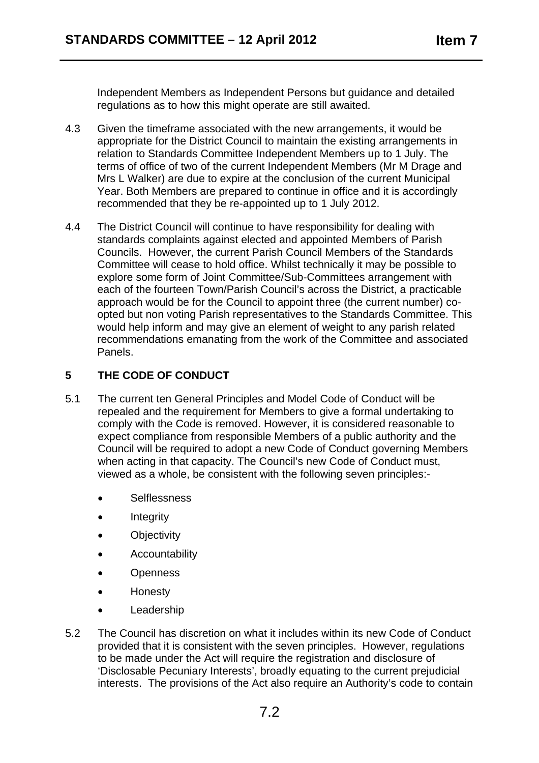Independent Members as Independent Persons but guidance and detailed regulations as to how this might operate are still awaited.

4.3 Given the timeframe associated with the new arrangements, it would be appropriate for the District Council to maintain the existing arrangements in relation to Standards Committee Independent Members up to 1 July. The terms of office of two of the current Independent Members (Mr M Drage and Mrs L Walker) are due to expire at the conclusion of the current Municipal Year. Both Members are prepared to continue in office and it is accordingly recommended that they be re-appointed up to 1 July 2012.

4.4 The District Council will continue to have responsibility for dealing with standards complaints against elected and appointed Members of Parish Councils. However, the current Parish Council Members of the Standards Committee will cease to hold office. Whilst technically it may be possible to explore some form of Joint Committee/Sub-Committees arrangement with each of the fourteen Town/Parish Council's across the District, a practicable approach would be for the Council to appoint three (the current number) co-opted but non voting Parish representatives to the Standards Committee. This would help inform and may give an element of weight to any parish related recommendations emanating from the work of the Committee and associated Panels.

## 5 THE CODE OF CONDUCT

5.1 The current ten General Principles and Model Code of Conduct will be repealed and the requirement for Members to give a formal undertaking to comply with the Code is removed. However, it is considered reasonable to expect compliance from responsible Members of a public authority and the Council will be required to adopt a new Code of Conduct governing Members when acting in that capacity. The Council's new Code of Conduct must, viewed as a whole, be consistent with the following seven principles:-

- Selflessness
- Integrity
- Objectivity
- Accountability
- Openness
- Honesty
- Leadership

5.2 The Council has discretion on what it includes within its new Code of Conduct provided that it is consistent with the seven principles. However, regulations to be made under the Act will require the registration and disclosure of 'Disclosable Pecuniary Interests', broadly equating to the current prejudicial interests. The provisions of the Act also require an Authority's code to contain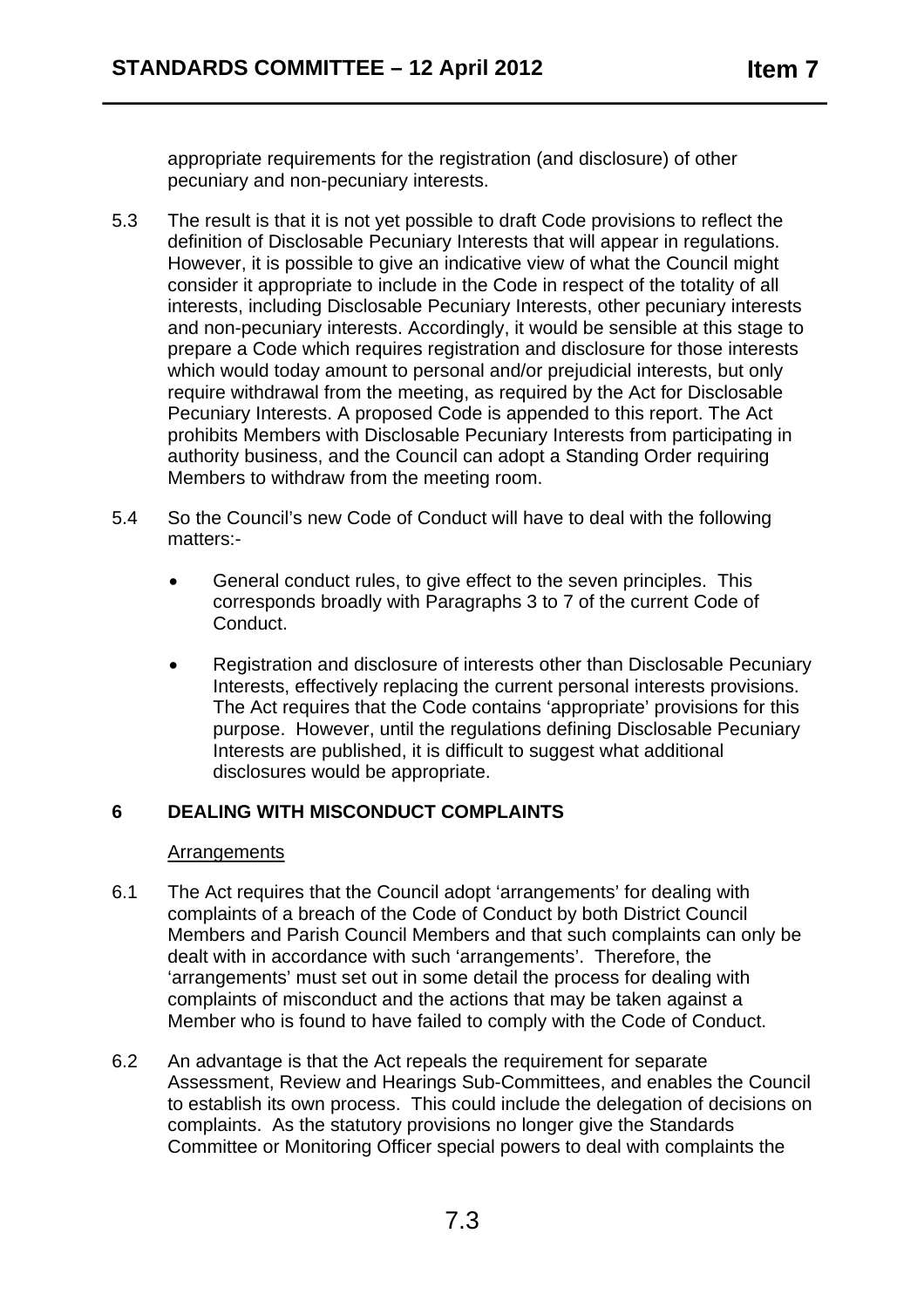appropriate requirements for the registration (and disclosure) of other pecuniary and non-pecuniary interests.

5.3 The result is that it is not yet possible to draft Code provisions to reflect the definition of Disclosable Pecuniary Interests that will appear in regulations. However, it is possible to give an indicative view of what the Council might consider it appropriate to include in the Code in respect of the totality of all interests, including Disclosable Pecuniary Interests, other pecuniary interests and non-pecuniary interests. Accordingly, it would be sensible at this stage to prepare a Code which requires registration and disclosure for those interests which would today amount to personal and/or prejudicial interests, but only require withdrawal from the meeting, as required by the Act for Disclosable Pecuniary Interests. A proposed Code is appended to this report. The Act prohibits Members with Disclosable Pecuniary Interests from participating in authority business, and the Council can adopt a Standing Order requiring Members to withdraw from the meeting room.

5.4 So the Council's new Code of Conduct will have to deal with the following matters:-

- General conduct rules, to give effect to the seven principles. This corresponds broadly with Paragraphs 3 to 7 of the current Code of Conduct.
- Registration and disclosure of interests other than Disclosable Pecuniary Interests, effectively replacing the current personal interests provisions. The Act requires that the Code contains 'appropriate' provisions for this purpose. However, until the regulations defining Disclosable Pecuniary Interests are published, it is difficult to suggest what additional disclosures would be appropriate.

## 6 DEALING WITH MISCONDUCT COMPLAINTS

Arrangements

6.1 The Act requires that the Council adopt 'arrangements' for dealing with complaints of a breach of the Code of Conduct by both District Council Members and Parish Council Members and that such complaints can only be dealt with in accordance with such 'arrangements'. Therefore, the 'arrangements' must set out in some detail the process for dealing with complaints of misconduct and the actions that may be taken against a Member who is found to have failed to comply with the Code of Conduct.

6.2 An advantage is that the Act repeals the requirement for separate Assessment, Review and Hearings Sub-Committees, and enables the Council to establish its own process. This could include the delegation of decisions on complaints. As the statutory provisions no longer give the Standards Committee or Monitoring Officer special powers to deal with complaints the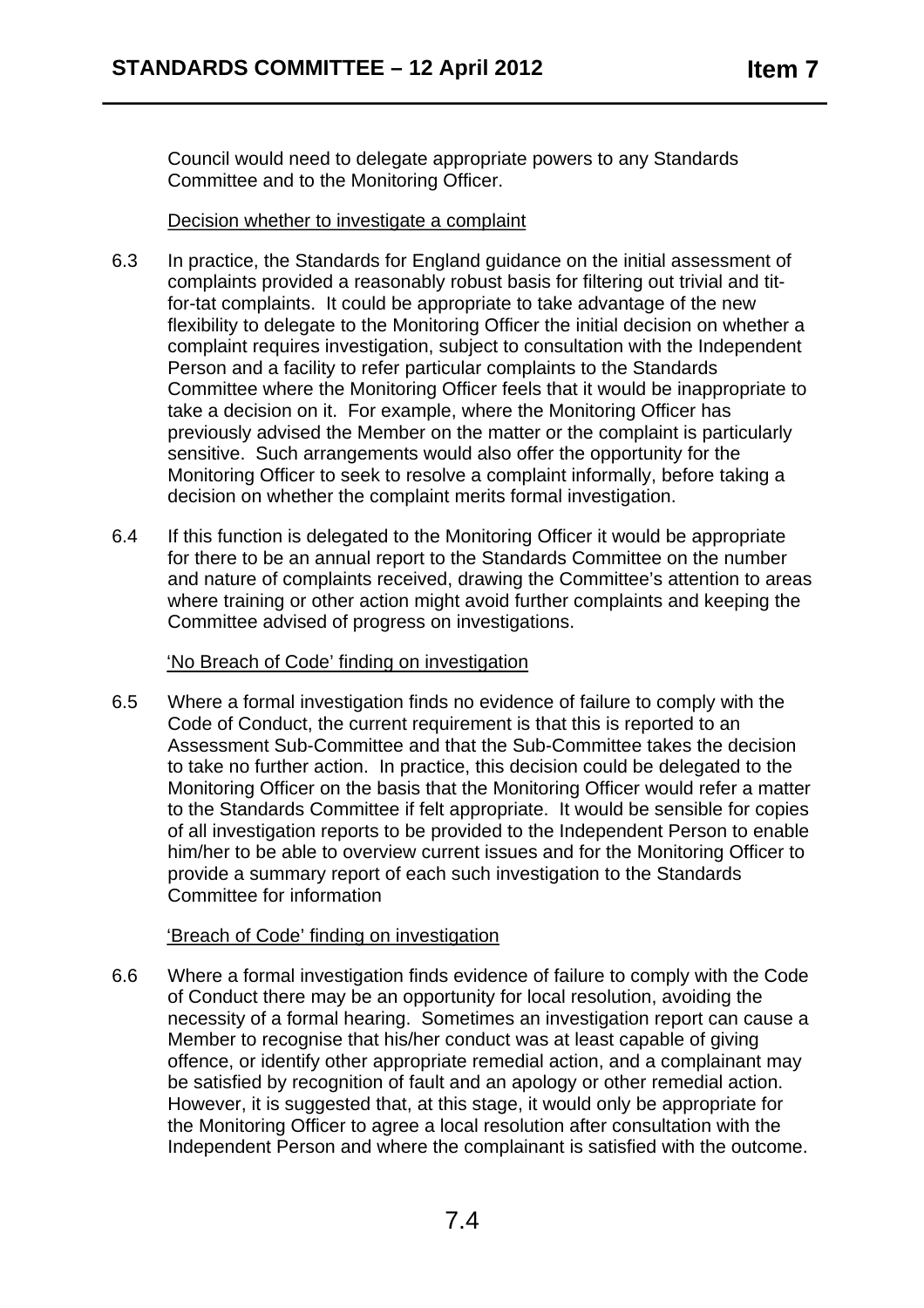Council would need to delegate appropriate powers to any Standards Committee and to the Monitoring Officer.

Decision whether to investigate a complaint

6.3 In practice, the Standards for England guidance on the initial assessment of complaints provided a reasonably robust basis for filtering out trivial and tit-for-tat complaints. It could be appropriate to take advantage of the new flexibility to delegate to the Monitoring Officer the initial decision on whether a complaint requires investigation, subject to consultation with the Independent Person and a facility to refer particular complaints to the Standards Committee where the Monitoring Officer feels that it would be inappropriate to take a decision on it. For example, where the Monitoring Officer has previously advised the Member on the matter or the complaint is particularly sensitive. Such arrangements would also offer the opportunity for the Monitoring Officer to seek to resolve a complaint informally, before taking a decision on whether the complaint merits formal investigation.

6.4 If this function is delegated to the Monitoring Officer it would be appropriate for there to be an annual report to the Standards Committee on the number and nature of complaints received, drawing the Committee's attention to areas where training or other action might avoid further complaints and keeping the Committee advised of progress on investigations.

'No Breach of Code' finding on investigation

6.5 Where a formal investigation finds no evidence of failure to comply with the Code of Conduct, the current requirement is that this is reported to an Assessment Sub-Committee and that the Sub-Committee takes the decision to take no further action. In practice, this decision could be delegated to the Monitoring Officer on the basis that the Monitoring Officer would refer a matter to the Standards Committee if felt appropriate. It would be sensible for copies of all investigation reports to be provided to the Independent Person to enable him/her to be able to overview current issues and for the Monitoring Officer to provide a summary report of each such investigation to the Standards Committee for information

'Breach of Code' finding on investigation

6.6 Where a formal investigation finds evidence of failure to comply with the Code of Conduct there may be an opportunity for local resolution, avoiding the necessity of a formal hearing. Sometimes an investigation report can cause a Member to recognise that his/her conduct was at least capable of giving offence, or identify other appropriate remedial action, and a complainant may be satisfied by recognition of fault and an apology or other remedial action. However, it is suggested that, at this stage, it would only be appropriate for the Monitoring Officer to agree a local resolution after consultation with the Independent Person and where the complainant is satisfied with the outcome.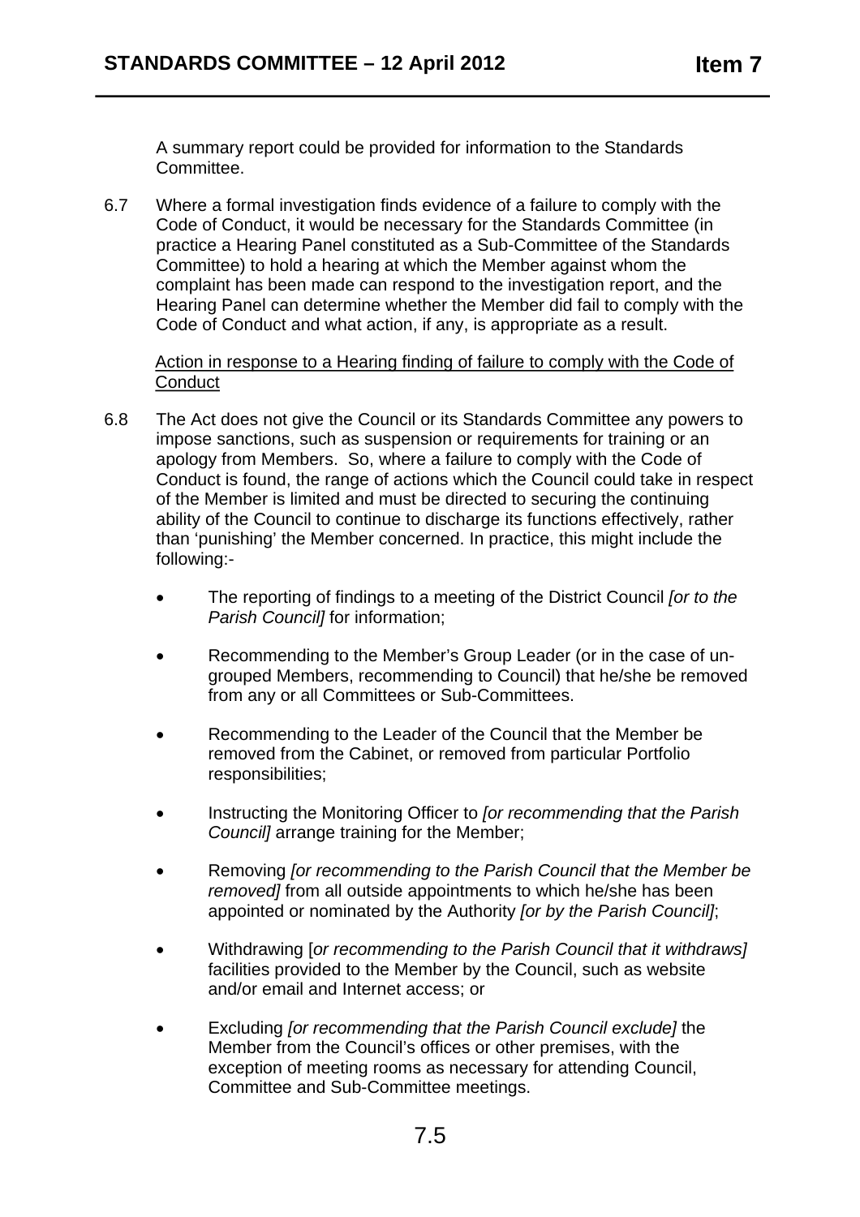A summary report could be provided for information to the Standards Committee.

6.7 Where a formal investigation finds evidence of a failure to comply with the Code of Conduct, it would be necessary for the Standards Committee (in practice a Hearing Panel constituted as a Sub-Committee of the Standards Committee) to hold a hearing at which the Member against whom the complaint has been made can respond to the investigation report, and the Hearing Panel can determine whether the Member did fail to comply with the Code of Conduct and what action, if any, is appropriate as a result.

<u>Action in response to a Hearing finding of failure to comply with the Code of Conduct</u>

6.8 The Act does not give the Council or its Standards Committee any powers to impose sanctions, such as suspension or requirements for training or an apology from Members. So, where a failure to comply with the Code of Conduct is found, the range of actions which the Council could take in respect of the Member is limited and must be directed to securing the continuing ability of the Council to continue to discharge its functions effectively, rather than 'punishing' the Member concerned. In practice, this might include the following:-

- The reporting of findings to a meeting of the District Council *[or to the Parish Council]* for information;
- Recommending to the Member's Group Leader (or in the case of un-grouped Members, recommending to Council) that he/she be removed from any or all Committees or Sub-Committees.
- Recommending to the Leader of the Council that the Member be removed from the Cabinet, or removed from particular Portfolio responsibilities;
- Instructing the Monitoring Officer to *[or recommending that the Parish Council]* arrange training for the Member;
- Removing *[or recommending to the Parish Council that the Member be removed]* from all outside appointments to which he/she has been appointed or nominated by the Authority *[or by the Parish Council]*;
- Withdrawing [*or recommending to the Parish Council that it withdraws]* facilities provided to the Member by the Council, such as website and/or email and Internet access; or
- Excluding *[or recommending that the Parish Council exclude]* the Member from the Council's offices or other premises, with the exception of meeting rooms as necessary for attending Council, Committee and Sub-Committee meetings.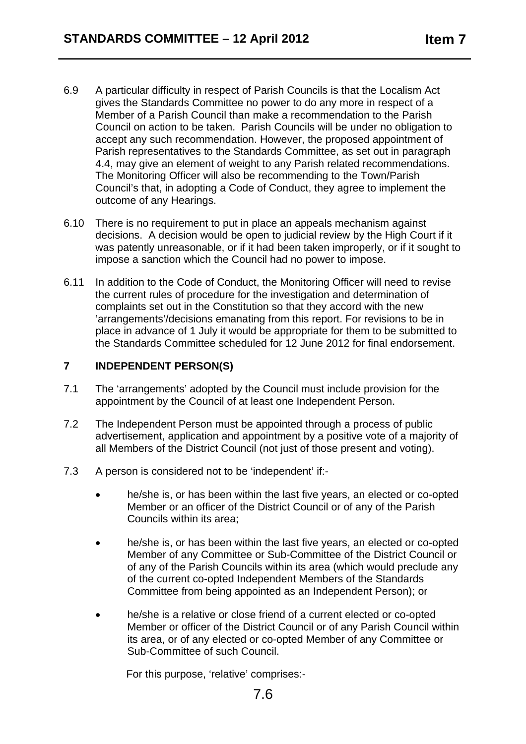6.9 A particular difficulty in respect of Parish Councils is that the Localism Act gives the Standards Committee no power to do any more in respect of a Member of a Parish Council than make a recommendation to the Parish Council on action to be taken. Parish Councils will be under no obligation to accept any such recommendation. However, the proposed appointment of Parish representatives to the Standards Committee, as set out in paragraph 4.4, may give an element of weight to any Parish related recommendations. The Monitoring Officer will also be recommending to the Town/Parish Council's that, in adopting a Code of Conduct, they agree to implement the outcome of any Hearings.

6.10 There is no requirement to put in place an appeals mechanism against decisions. A decision would be open to judicial review by the High Court if it was patently unreasonable, or if it had been taken improperly, or if it sought to impose a sanction which the Council had no power to impose.

6.11 In addition to the Code of Conduct, the Monitoring Officer will need to revise the current rules of procedure for the investigation and determination of complaints set out in the Constitution so that they accord with the new 'arrangements'/decisions emanating from this report. For revisions to be in place in advance of 1 July it would be appropriate for them to be submitted to the Standards Committee scheduled for 12 June 2012 for final endorsement.

## 7 INDEPENDENT PERSON(S)

7.1 The 'arrangements' adopted by the Council must include provision for the appointment by the Council of at least one Independent Person.

7.2 The Independent Person must be appointed through a process of public advertisement, application and appointment by a positive vote of a majority of all Members of the District Council (not just of those present and voting).

7.3 A person is considered not to be 'independent' if:-

- he/she is, or has been within the last five years, an elected or co-opted Member or an officer of the District Council or of any of the Parish Councils within its area;

- he/she is, or has been within the last five years, an elected or co-opted Member of any Committee or Sub-Committee of the District Council or of any of the Parish Councils within its area (which would preclude any of the current co-opted Independent Members of the Standards Committee from being appointed as an Independent Person); or

- he/she is a relative or close friend of a current elected or co-opted Member or officer of the District Council or of any Parish Council within its area, or of any elected or co-opted Member of any Committee or Sub-Committee of such Council.

For this purpose, 'relative' comprises:-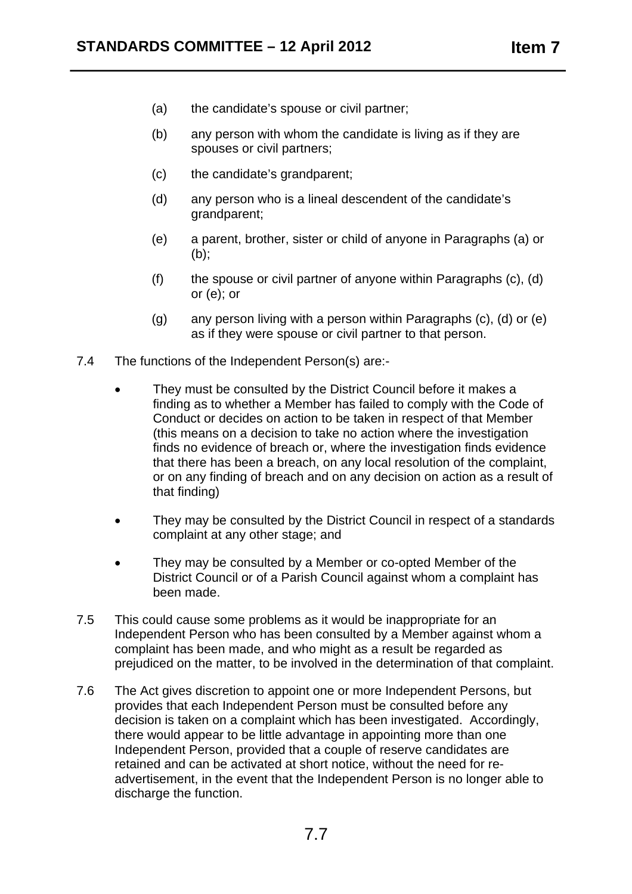(a) the candidate's spouse or civil partner;

(b) any person with whom the candidate is living as if they are spouses or civil partners;

(c) the candidate's grandparent;

(d) any person who is a lineal descendent of the candidate's grandparent;

(e) a parent, brother, sister or child of anyone in Paragraphs (a) or (b);

(f) the spouse or civil partner of anyone within Paragraphs (c), (d) or (e); or

(g) any person living with a person within Paragraphs (c), (d) or (e) as if they were spouse or civil partner to that person.

7.4 The functions of the Independent Person(s) are:-

- They must be consulted by the District Council before it makes a finding as to whether a Member has failed to comply with the Code of Conduct or decides on action to be taken in respect of that Member (this means on a decision to take no action where the investigation finds no evidence of breach or, where the investigation finds evidence that there has been a breach, on any local resolution of the complaint, or on any finding of breach and on any decision on action as a result of that finding)
- They may be consulted by the District Council in respect of a standards complaint at any other stage; and
- They may be consulted by a Member or co-opted Member of the District Council or of a Parish Council against whom a complaint has been made.

7.5 This could cause some problems as it would be inappropriate for an Independent Person who has been consulted by a Member against whom a complaint has been made, and who might as a result be regarded as prejudiced on the matter, to be involved in the determination of that complaint.

7.6 The Act gives discretion to appoint one or more Independent Persons, but provides that each Independent Person must be consulted before any decision is taken on a complaint which has been investigated. Accordingly, there would appear to be little advantage in appointing more than one Independent Person, provided that a couple of reserve candidates are retained and can be activated at short notice, without the need for re-advertisement, in the event that the Independent Person is no longer able to discharge the function.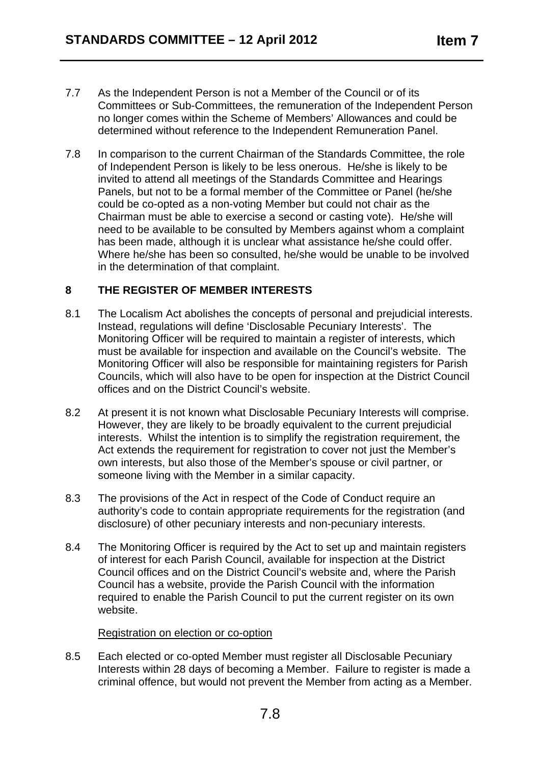7.7 As the Independent Person is not a Member of the Council or of its Committees or Sub-Committees, the remuneration of the Independent Person no longer comes within the Scheme of Members' Allowances and could be determined without reference to the Independent Remuneration Panel.

7.8 In comparison to the current Chairman of the Standards Committee, the role of Independent Person is likely to be less onerous. He/she is likely to be invited to attend all meetings of the Standards Committee and Hearings Panels, but not to be a formal member of the Committee or Panel (he/she could be co-opted as a non-voting Member but could not chair as the Chairman must be able to exercise a second or casting vote). He/she will need to be available to be consulted by Members against whom a complaint has been made, although it is unclear what assistance he/she could offer. Where he/she has been so consulted, he/she would be unable to be involved in the determination of that complaint.

## 8 THE REGISTER OF MEMBER INTERESTS

8.1 The Localism Act abolishes the concepts of personal and prejudicial interests. Instead, regulations will define 'Disclosable Pecuniary Interests'. The Monitoring Officer will be required to maintain a register of interests, which must be available for inspection and available on the Council's website. The Monitoring Officer will also be responsible for maintaining registers for Parish Councils, which will also have to be open for inspection at the District Council offices and on the District Council's website.

8.2 At present it is not known what Disclosable Pecuniary Interests will comprise. However, they are likely to be broadly equivalent to the current prejudicial interests. Whilst the intention is to simplify the registration requirement, the Act extends the requirement for registration to cover not just the Member's own interests, but also those of the Member's spouse or civil partner, or someone living with the Member in a similar capacity.

8.3 The provisions of the Act in respect of the Code of Conduct require an authority's code to contain appropriate requirements for the registration (and disclosure) of other pecuniary interests and non-pecuniary interests.

8.4 The Monitoring Officer is required by the Act to set up and maintain registers of interest for each Parish Council, available for inspection at the District Council offices and on the District Council's website and, where the Parish Council has a website, provide the Parish Council with the information required to enable the Parish Council to put the current register on its own website.

Registration on election or co-option

8.5 Each elected or co-opted Member must register all Disclosable Pecuniary Interests within 28 days of becoming a Member. Failure to register is made a criminal offence, but would not prevent the Member from acting as a Member.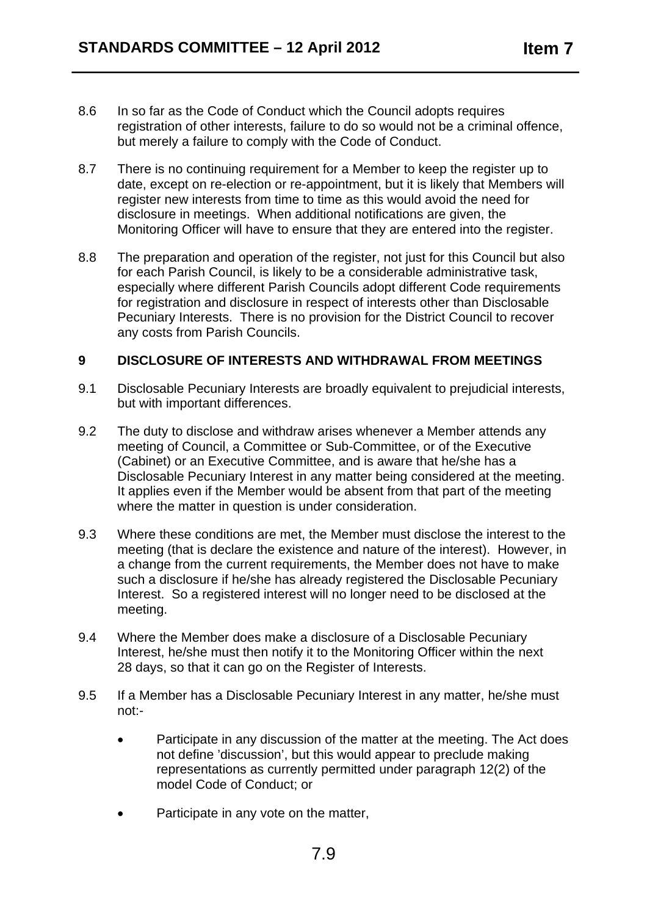8.6 In so far as the Code of Conduct which the Council adopts requires registration of other interests, failure to do so would not be a criminal offence, but merely a failure to comply with the Code of Conduct.

8.7 There is no continuing requirement for a Member to keep the register up to date, except on re-election or re-appointment, but it is likely that Members will register new interests from time to time as this would avoid the need for disclosure in meetings. When additional notifications are given, the Monitoring Officer will have to ensure that they are entered into the register.

8.8 The preparation and operation of the register, not just for this Council but also for each Parish Council, is likely to be a considerable administrative task, especially where different Parish Councils adopt different Code requirements for registration and disclosure in respect of interests other than Disclosable Pecuniary Interests. There is no provision for the District Council to recover any costs from Parish Councils.

## 9 DISCLOSURE OF INTERESTS AND WITHDRAWAL FROM MEETINGS

9.1 Disclosable Pecuniary Interests are broadly equivalent to prejudicial interests, but with important differences.

9.2 The duty to disclose and withdraw arises whenever a Member attends any meeting of Council, a Committee or Sub-Committee, or of the Executive (Cabinet) or an Executive Committee, and is aware that he/she has a Disclosable Pecuniary Interest in any matter being considered at the meeting. It applies even if the Member would be absent from that part of the meeting where the matter in question is under consideration.

9.3 Where these conditions are met, the Member must disclose the interest to the meeting (that is declare the existence and nature of the interest). However, in a change from the current requirements, the Member does not have to make such a disclosure if he/she has already registered the Disclosable Pecuniary Interest. So a registered interest will no longer need to be disclosed at the meeting.

9.4 Where the Member does make a disclosure of a Disclosable Pecuniary Interest, he/she must then notify it to the Monitoring Officer within the next 28 days, so that it can go on the Register of Interests.

9.5 If a Member has a Disclosable Pecuniary Interest in any matter, he/she must not:-

- Participate in any discussion of the matter at the meeting. The Act does not define 'discussion', but this would appear to preclude making representations as currently permitted under paragraph 12(2) of the model Code of Conduct; or
- Participate in any vote on the matter,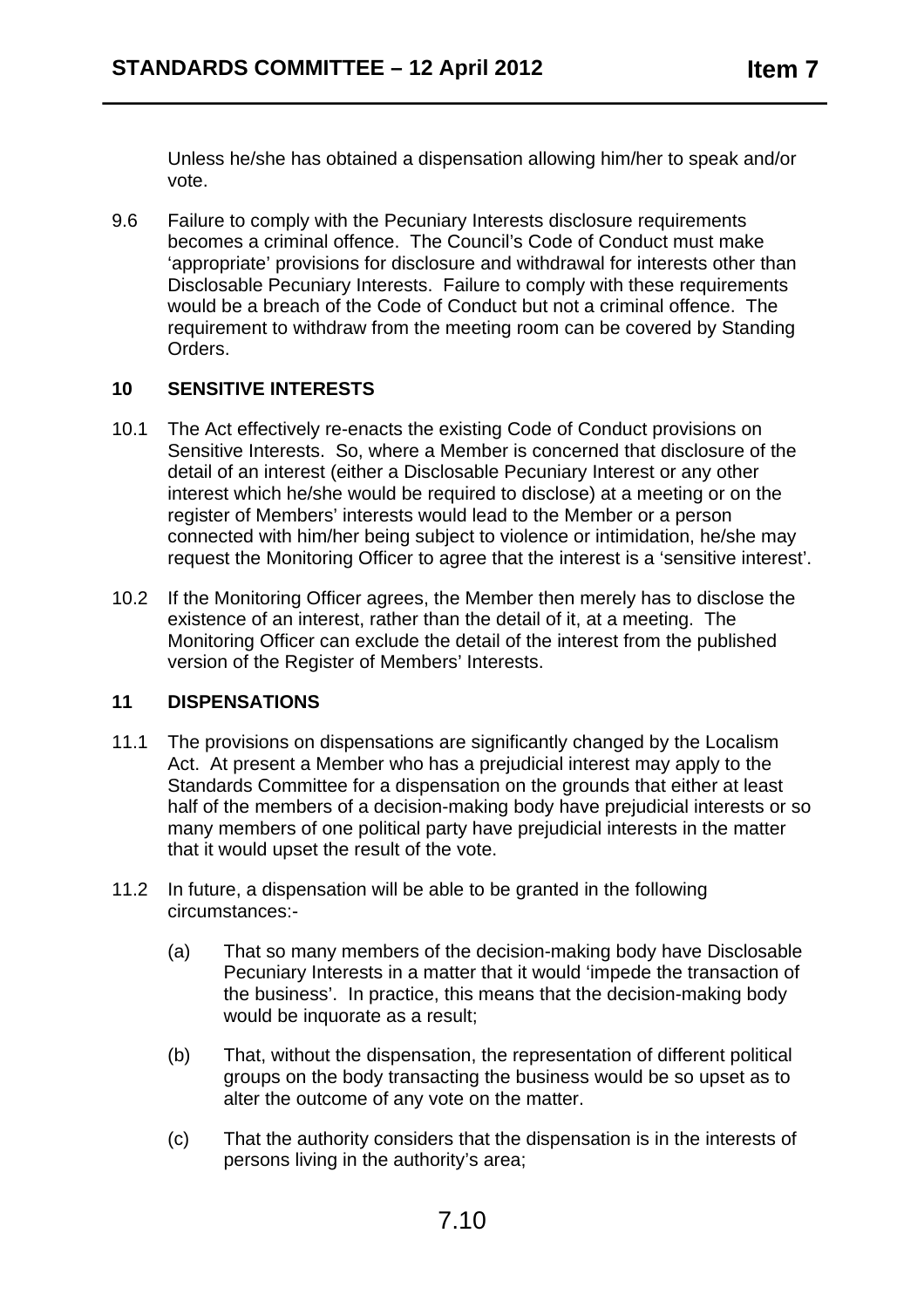Unless he/she has obtained a dispensation allowing him/her to speak and/or vote.

9.6 Failure to comply with the Pecuniary Interests disclosure requirements becomes a criminal offence. The Council's Code of Conduct must make 'appropriate' provisions for disclosure and withdrawal for interests other than Disclosable Pecuniary Interests. Failure to comply with these requirements would be a breach of the Code of Conduct but not a criminal offence. The requirement to withdraw from the meeting room can be covered by Standing Orders.

## 10 SENSITIVE INTERESTS

10.1 The Act effectively re-enacts the existing Code of Conduct provisions on Sensitive Interests. So, where a Member is concerned that disclosure of the detail of an interest (either a Disclosable Pecuniary Interest or any other interest which he/she would be required to disclose) at a meeting or on the register of Members' interests would lead to the Member or a person connected with him/her being subject to violence or intimidation, he/she may request the Monitoring Officer to agree that the interest is a 'sensitive interest'.

10.2 If the Monitoring Officer agrees, the Member then merely has to disclose the existence of an interest, rather than the detail of it, at a meeting. The Monitoring Officer can exclude the detail of the interest from the published version of the Register of Members' Interests.

## 11 DISPENSATIONS

11.1 The provisions on dispensations are significantly changed by the Localism Act. At present a Member who has a prejudicial interest may apply to the Standards Committee for a dispensation on the grounds that either at least half of the members of a decision-making body have prejudicial interests or so many members of one political party have prejudicial interests in the matter that it would upset the result of the vote.

11.2 In future, a dispensation will be able to be granted in the following circumstances:-

(a) That so many members of the decision-making body have Disclosable Pecuniary Interests in a matter that it would 'impede the transaction of the business'. In practice, this means that the decision-making body would be inquorate as a result;

(b) That, without the dispensation, the representation of different political groups on the body transacting the business would be so upset as to alter the outcome of any vote on the matter.

(c) That the authority considers that the dispensation is in the interests of persons living in the authority's area;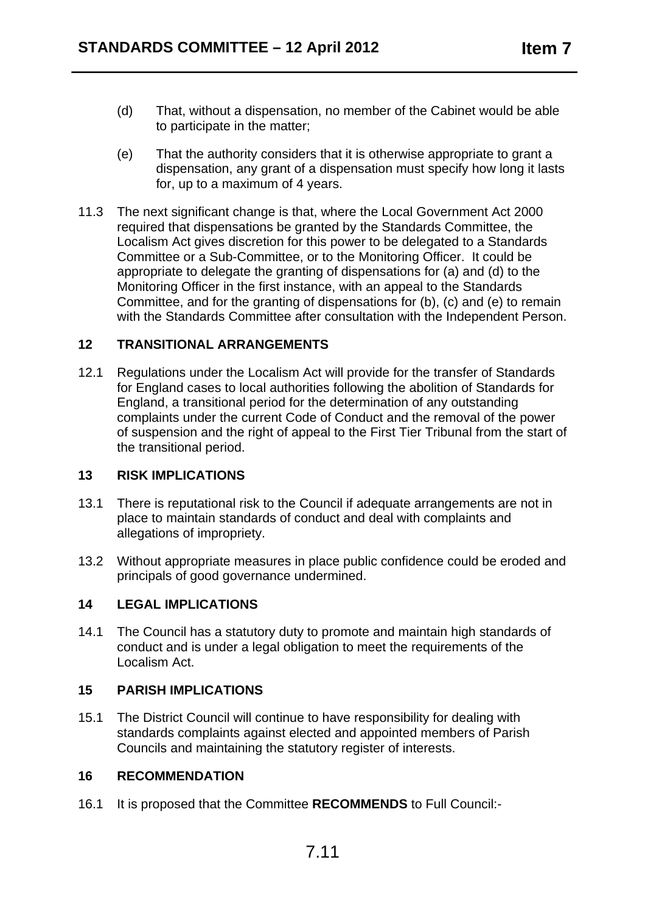(d) That, without a dispensation, no member of the Cabinet would be able to participate in the matter;

(e) That the authority considers that it is otherwise appropriate to grant a dispensation, any grant of a dispensation must specify how long it lasts for, up to a maximum of 4 years.

11.3 The next significant change is that, where the Local Government Act 2000 required that dispensations be granted by the Standards Committee, the Localism Act gives discretion for this power to be delegated to a Standards Committee or a Sub-Committee, or to the Monitoring Officer. It could be appropriate to delegate the granting of dispensations for (a) and (d) to the Monitoring Officer in the first instance, with an appeal to the Standards Committee, and for the granting of dispensations for (b), (c) and (e) to remain with the Standards Committee after consultation with the Independent Person.

## 12 TRANSITIONAL ARRANGEMENTS

12.1 Regulations under the Localism Act will provide for the transfer of Standards for England cases to local authorities following the abolition of Standards for England, a transitional period for the determination of any outstanding complaints under the current Code of Conduct and the removal of the power of suspension and the right of appeal to the First Tier Tribunal from the start of the transitional period.

## 13 RISK IMPLICATIONS

13.1 There is reputational risk to the Council if adequate arrangements are not in place to maintain standards of conduct and deal with complaints and allegations of impropriety.

13.2 Without appropriate measures in place public confidence could be eroded and principals of good governance undermined.

## 14 LEGAL IMPLICATIONS

14.1 The Council has a statutory duty to promote and maintain high standards of conduct and is under a legal obligation to meet the requirements of the Localism Act.

## 15 PARISH IMPLICATIONS

15.1 The District Council will continue to have responsibility for dealing with standards complaints against elected and appointed members of Parish Councils and maintaining the statutory register of interests.

## 16 RECOMMENDATION

16.1 It is proposed that the Committee **RECOMMENDS** to Full Council:-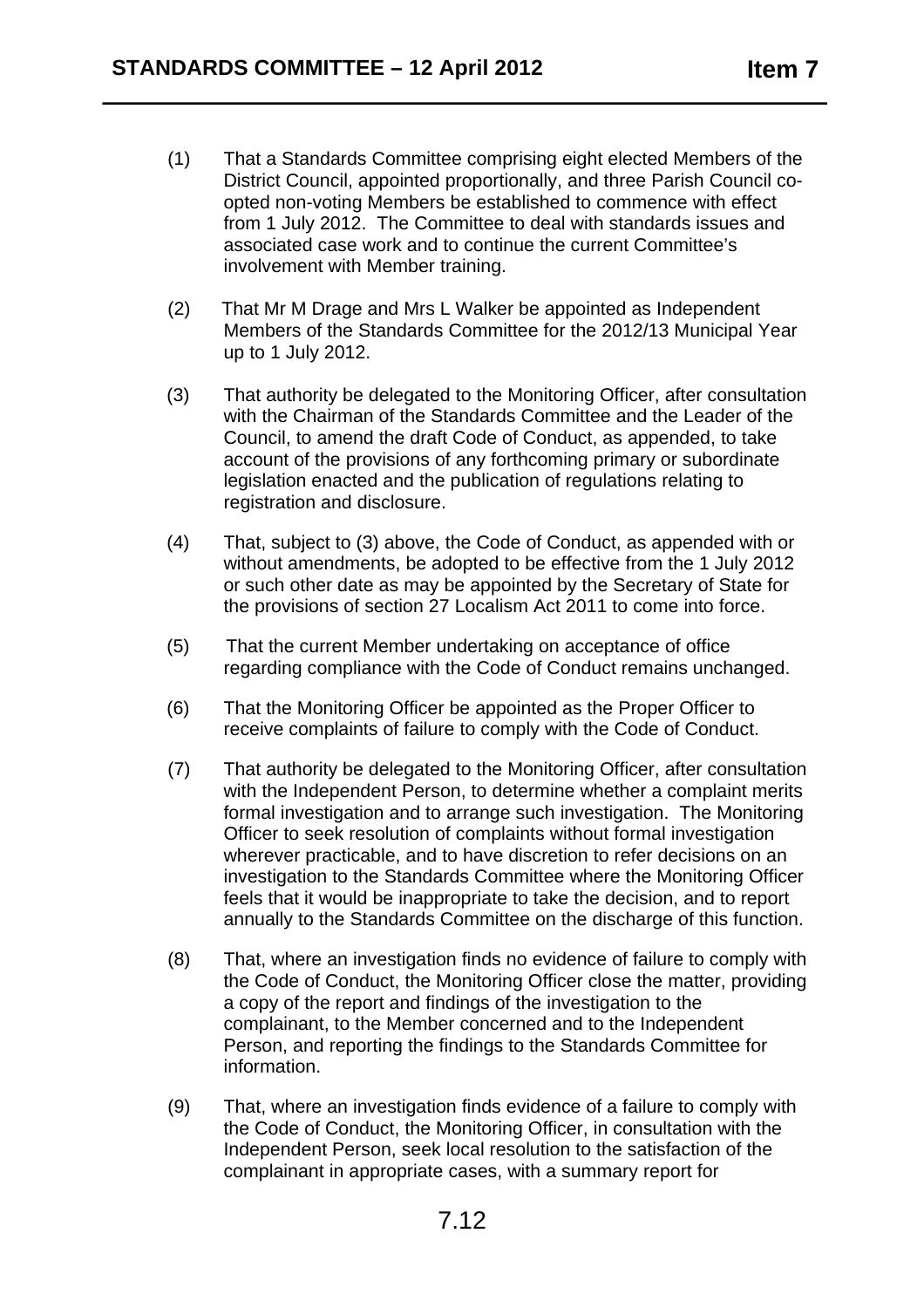(1) That a Standards Committee comprising eight elected Members of the District Council, appointed proportionally, and three Parish Council co-opted non-voting Members be established to commence with effect from 1 July 2012. The Committee to deal with standards issues and associated case work and to continue the current Committee's involvement with Member training.

(2) That Mr M Drage and Mrs L Walker be appointed as Independent Members of the Standards Committee for the 2012/13 Municipal Year up to 1 July 2012.

(3) That authority be delegated to the Monitoring Officer, after consultation with the Chairman of the Standards Committee and the Leader of the Council, to amend the draft Code of Conduct, as appended, to take account of the provisions of any forthcoming primary or subordinate legislation enacted and the publication of regulations relating to registration and disclosure.

(4) That, subject to (3) above, the Code of Conduct, as appended with or without amendments, be adopted to be effective from the 1 July 2012 or such other date as may be appointed by the Secretary of State for the provisions of section 27 Localism Act 2011 to come into force.

(5) That the current Member undertaking on acceptance of office regarding compliance with the Code of Conduct remains unchanged.

(6) That the Monitoring Officer be appointed as the Proper Officer to receive complaints of failure to comply with the Code of Conduct.

(7) That authority be delegated to the Monitoring Officer, after consultation with the Independent Person, to determine whether a complaint merits formal investigation and to arrange such investigation. The Monitoring Officer to seek resolution of complaints without formal investigation wherever practicable, and to have discretion to refer decisions on an investigation to the Standards Committee where the Monitoring Officer feels that it would be inappropriate to take the decision, and to report annually to the Standards Committee on the discharge of this function.

(8) That, where an investigation finds no evidence of failure to comply with the Code of Conduct, the Monitoring Officer close the matter, providing a copy of the report and findings of the investigation to the complainant, to the Member concerned and to the Independent Person, and reporting the findings to the Standards Committee for information.

(9) That, where an investigation finds evidence of a failure to comply with the Code of Conduct, the Monitoring Officer, in consultation with the Independent Person, seek local resolution to the satisfaction of the complainant in appropriate cases, with a summary report for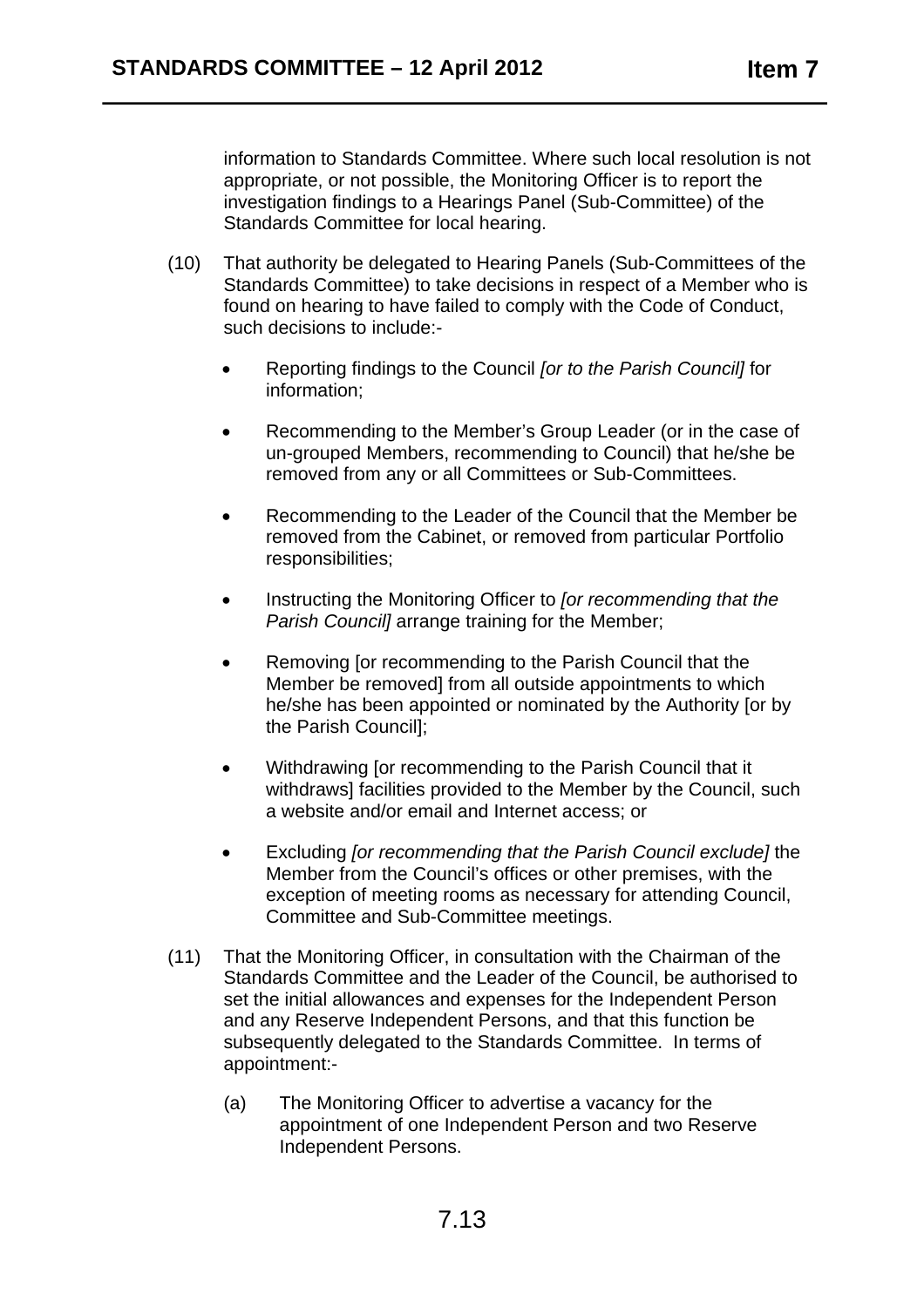information to Standards Committee. Where such local resolution is not appropriate, or not possible, the Monitoring Officer is to report the investigation findings to a Hearings Panel (Sub-Committee) of the Standards Committee for local hearing.

(10) That authority be delegated to Hearing Panels (Sub-Committees of the Standards Committee) to take decisions in respect of a Member who is found on hearing to have failed to comply with the Code of Conduct, such decisions to include:-

- Reporting findings to the Council *[or to the Parish Council]* for information;
- Recommending to the Member's Group Leader (or in the case of un-grouped Members, recommending to Council) that he/she be removed from any or all Committees or Sub-Committees.
- Recommending to the Leader of the Council that the Member be removed from the Cabinet, or removed from particular Portfolio responsibilities;
- Instructing the Monitoring Officer to *[or recommending that the Parish Council]* arrange training for the Member;
- Removing [or recommending to the Parish Council that the Member be removed] from all outside appointments to which he/she has been appointed or nominated by the Authority [or by the Parish Council];
- Withdrawing [or recommending to the Parish Council that it withdraws] facilities provided to the Member by the Council, such a website and/or email and Internet access; or
- Excluding *[or recommending that the Parish Council exclude]* the Member from the Council's offices or other premises, with the exception of meeting rooms as necessary for attending Council, Committee and Sub-Committee meetings.

(11) That the Monitoring Officer, in consultation with the Chairman of the Standards Committee and the Leader of the Council, be authorised to set the initial allowances and expenses for the Independent Person and any Reserve Independent Persons, and that this function be subsequently delegated to the Standards Committee. In terms of appointment:-

(a) The Monitoring Officer to advertise a vacancy for the appointment of one Independent Person and two Reserve Independent Persons.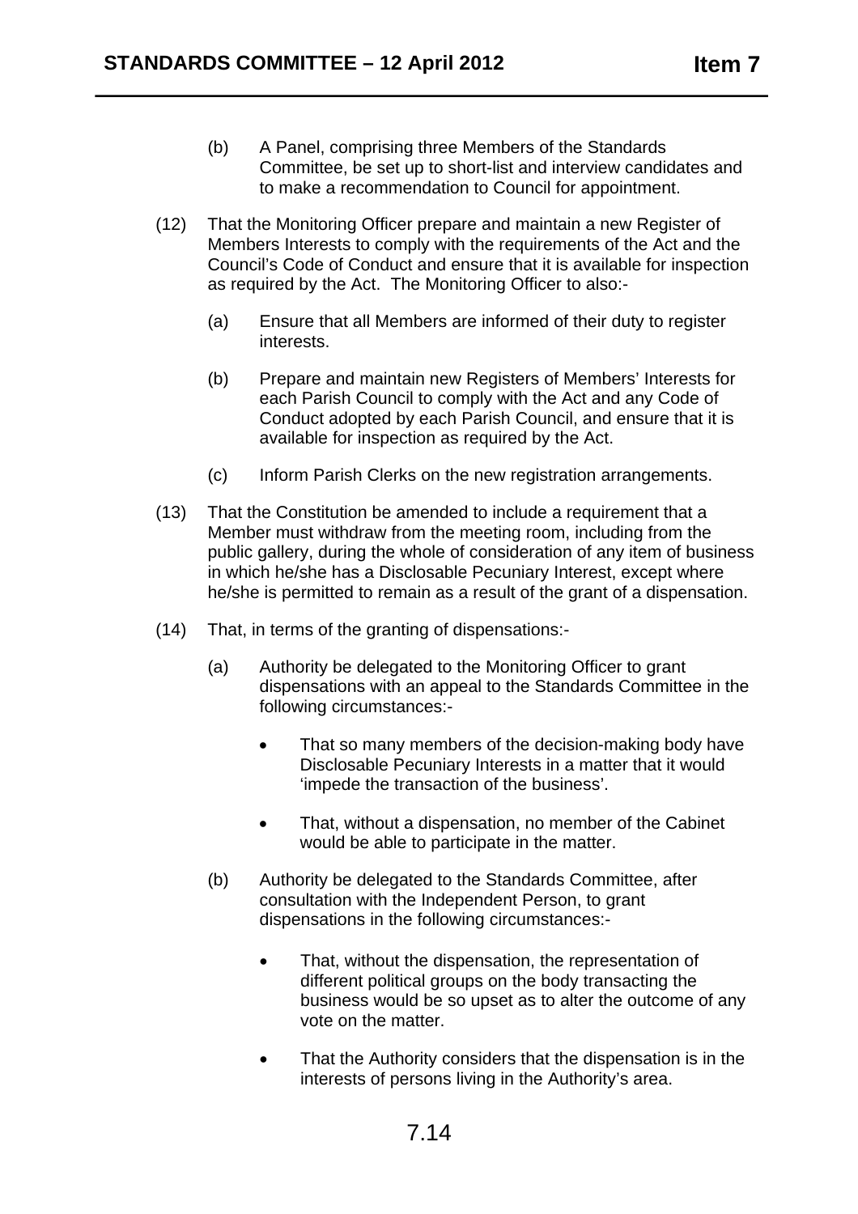(b) A Panel, comprising three Members of the Standards Committee, be set up to short-list and interview candidates and to make a recommendation to Council for appointment.

(12) That the Monitoring Officer prepare and maintain a new Register of Members Interests to comply with the requirements of the Act and the Council's Code of Conduct and ensure that it is available for inspection as required by the Act. The Monitoring Officer to also:-

(a) Ensure that all Members are informed of their duty to register interests.

(b) Prepare and maintain new Registers of Members' Interests for each Parish Council to comply with the Act and any Code of Conduct adopted by each Parish Council, and ensure that it is available for inspection as required by the Act.

(c) Inform Parish Clerks on the new registration arrangements.

(13) That the Constitution be amended to include a requirement that a Member must withdraw from the meeting room, including from the public gallery, during the whole of consideration of any item of business in which he/she has a Disclosable Pecuniary Interest, except where he/she is permitted to remain as a result of the grant of a dispensation.

(14) That, in terms of the granting of dispensations:-

(a) Authority be delegated to the Monitoring Officer to grant dispensations with an appeal to the Standards Committee in the following circumstances:-

- That so many members of the decision-making body have Disclosable Pecuniary Interests in a matter that it would 'impede the transaction of the business'.
- That, without a dispensation, no member of the Cabinet would be able to participate in the matter.

(b) Authority be delegated to the Standards Committee, after consultation with the Independent Person, to grant dispensations in the following circumstances:-

- That, without the dispensation, the representation of different political groups on the body transacting the business would be so upset as to alter the outcome of any vote on the matter.
- That the Authority considers that the dispensation is in the interests of persons living in the Authority's area.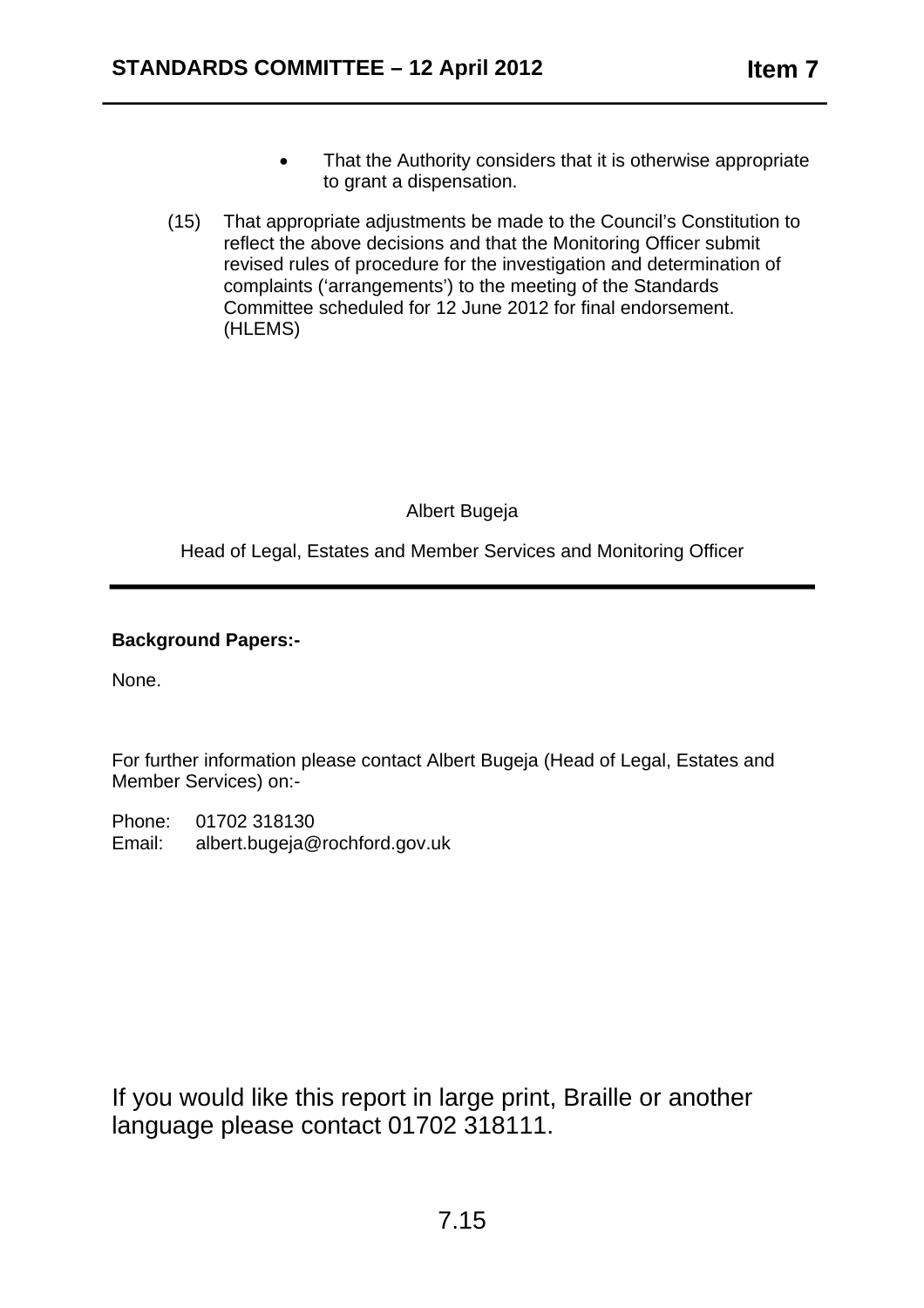- That the Authority considers that it is otherwise appropriate to grant a dispensation.

(15) That appropriate adjustments be made to the Council's Constitution to reflect the above decisions and that the Monitoring Officer submit revised rules of procedure for the investigation and determination of complaints ('arrangements') to the meeting of the Standards Committee scheduled for 12 June 2012 for final endorsement. (HLEMS)

Albert Bugeja

Head of Legal, Estates and Member Services and Monitoring Officer

---

**Background Papers:-**

None.

For further information please contact Albert Bugeja (Head of Legal, Estates and Member Services) on:-

Phone: 01702 318130
Email: albert.bugeja@rochford.gov.uk

If you would like this report in large print, Braille or another language please contact 01702 318111.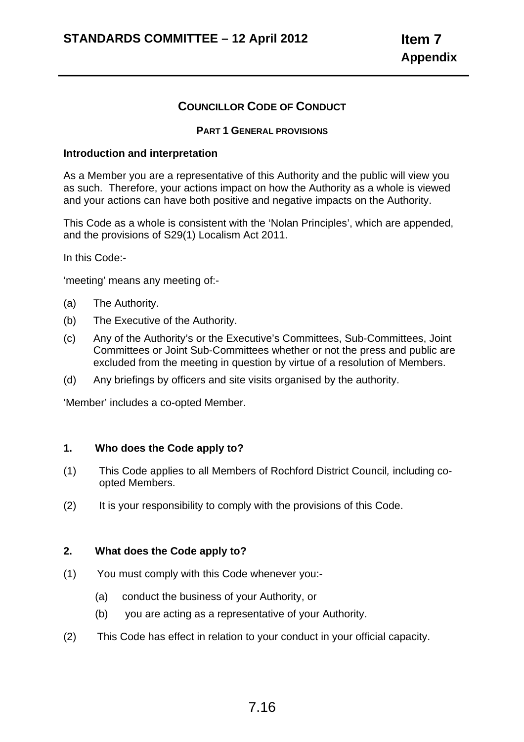# COUNCILLOR CODE OF CONDUCT

## PART 1 GENERAL PROVISIONS

**Introduction and interpretation**

As a Member you are a representative of this Authority and the public will view you as such. Therefore, your actions impact on how the Authority as a whole is viewed and your actions can have both positive and negative impacts on the Authority.

This Code as a whole is consistent with the 'Nolan Principles', which are appended, and the provisions of S29(1) Localism Act 2011.

In this Code:-

'meeting' means any meeting of:-

(a) The Authority.

(b) The Executive of the Authority.

(c) Any of the Authority's or the Executive's Committees, Sub-Committees, Joint Committees or Joint Sub-Committees whether or not the press and public are excluded from the meeting in question by virtue of a resolution of Members.

(d) Any briefings by officers and site visits organised by the authority.

'Member' includes a co-opted Member.

### 1. Who does the Code apply to?

(1) This Code applies to all Members of Rochford District Council*,* including co-opted Members.

(2) It is your responsibility to comply with the provisions of this Code.

### 2. What does the Code apply to?

(1) You must comply with this Code whenever you:-

(a) conduct the business of your Authority, or

(b) you are acting as a representative of your Authority.

(2) This Code has effect in relation to your conduct in your official capacity.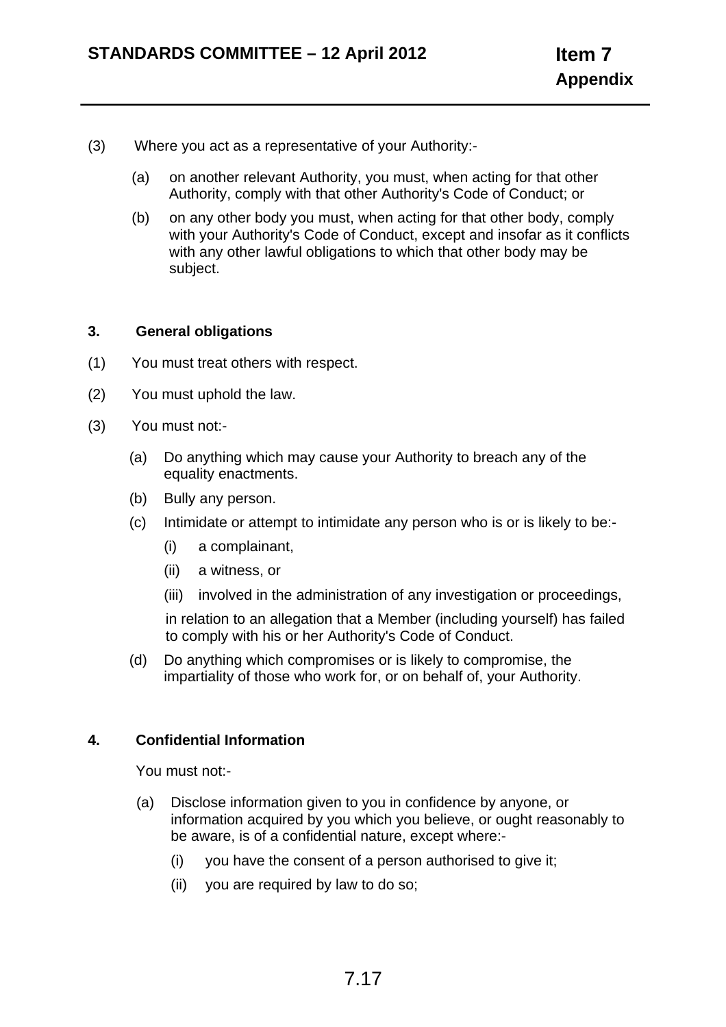(3) Where you act as a representative of your Authority:-

  (a) on another relevant Authority, you must, when acting for that other Authority, comply with that other Authority's Code of Conduct; or

  (b) on any other body you must, when acting for that other body, comply with your Authority's Code of Conduct, except and insofar as it conflicts with any other lawful obligations to which that other body may be subject.

**3. General obligations**

(1) You must treat others with respect.

(2) You must uphold the law.

(3) You must not:-

  (a) Do anything which may cause your Authority to breach any of the equality enactments.

  (b) Bully any person.

  (c) Intimidate or attempt to intimidate any person who is or is likely to be:-

    (i) a complainant,

    (ii) a witness, or

    (iii) involved in the administration of any investigation or proceedings,

  in relation to an allegation that a Member (including yourself) has failed to comply with his or her Authority's Code of Conduct.

  (d) Do anything which compromises or is likely to compromise, the impartiality of those who work for, or on behalf of, your Authority.

**4. Confidential Information**

You must not:-

  (a) Disclose information given to you in confidence by anyone, or information acquired by you which you believe, or ought reasonably to be aware, is of a confidential nature, except where:-

    (i) you have the consent of a person authorised to give it;

    (ii) you are required by law to do so;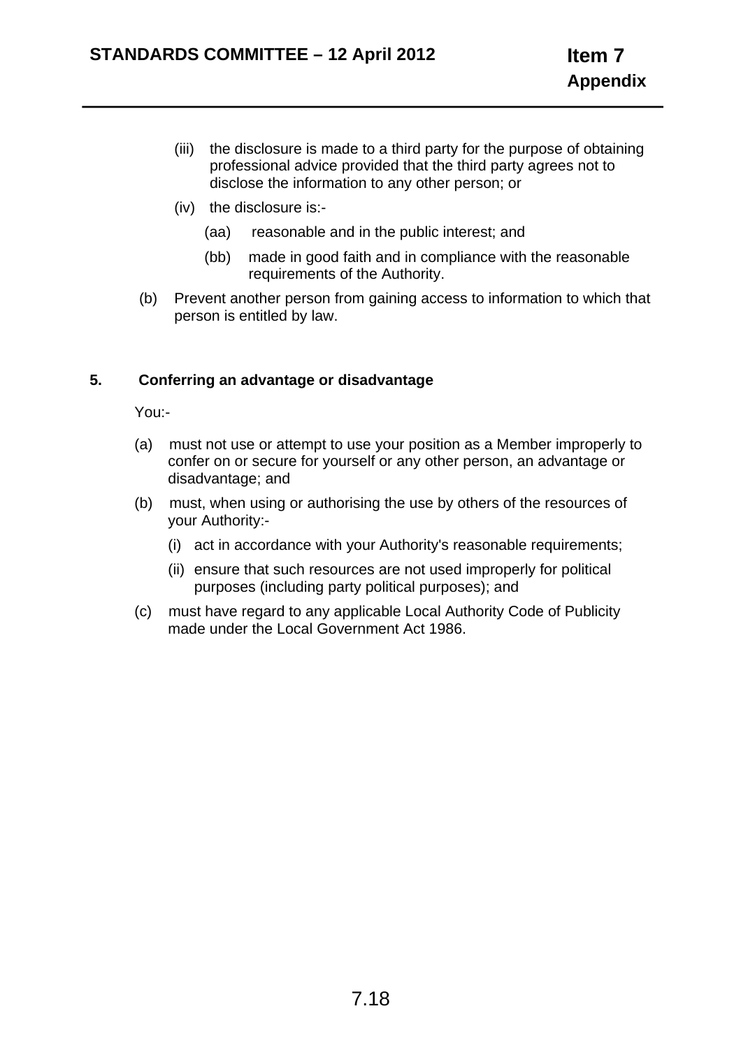(iii) the disclosure is made to a third party for the purpose of obtaining professional advice provided that the third party agrees not to disclose the information to any other person; or

(iv) the disclosure is:-

(aa) reasonable and in the public interest; and

(bb) made in good faith and in compliance with the reasonable requirements of the Authority.

(b) Prevent another person from gaining access to information to which that person is entitled by law.

**5. Conferring an advantage or disadvantage**

You:-

(a) must not use or attempt to use your position as a Member improperly to confer on or secure for yourself or any other person, an advantage or disadvantage; and

(b) must, when using or authorising the use by others of the resources of your Authority:-

(i) act in accordance with your Authority's reasonable requirements;

(ii) ensure that such resources are not used improperly for political purposes (including party political purposes); and

(c) must have regard to any applicable Local Authority Code of Publicity made under the Local Government Act 1986.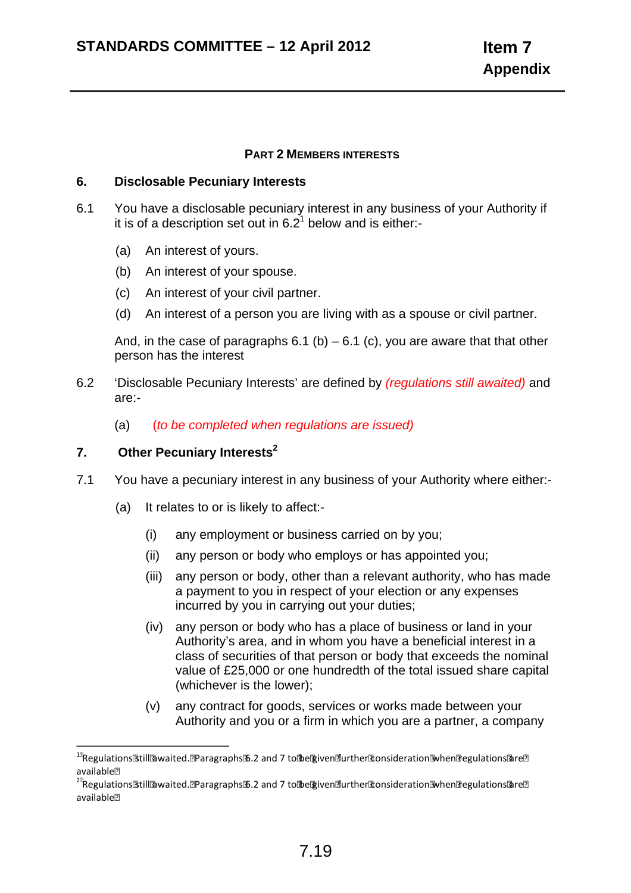### PART 2 MEMBERS INTERESTS

**6. Disclosable Pecuniary Interests**

6.1 You have a disclosable pecuniary interest in any business of your Authority if it is of a description set out in 6.2[1] below and is either:-

(a) An interest of yours.

(b) An interest of your spouse.

(c) An interest of your civil partner.

(d) An interest of a person you are living with as a spouse or civil partner.

And, in the case of paragraphs 6.1 (b) – 6.1 (c), you are aware that that other person has the interest

6.2 'Disclosable Pecuniary Interests' are defined by *(regulations still awaited)* and are:-

(a) *(to be completed when regulations are issued)*

**7. Other Pecuniary Interests[2]**

7.1 You have a pecuniary interest in any business of your Authority where either:-

(a) It relates to or is likely to affect:-

(i) any employment or business carried on by you;

(ii) any person or body who employs or has appointed you;

(iii) any person or body, other than a relevant authority, who has made a payment to you in respect of your election or any expenses incurred by you in carrying out your duties;

(iv) any person or body who has a place of business or land in your Authority's area, and in whom you have a beneficial interest in a class of securities of that person or body that exceeds the nominal value of £25,000 or one hundredth of the total issued share capital (whichever is the lower);

(v) any contract for goods, services or works made between your Authority and you or a firm in which you are a partner, a company

---

[1] Regulations still awaited. Paragraphs 6.2 and 7 to be given further consideration when regulations are available

[2] Regulations still awaited. Paragraphs 6.2 and 7 to be given further consideration when regulations are available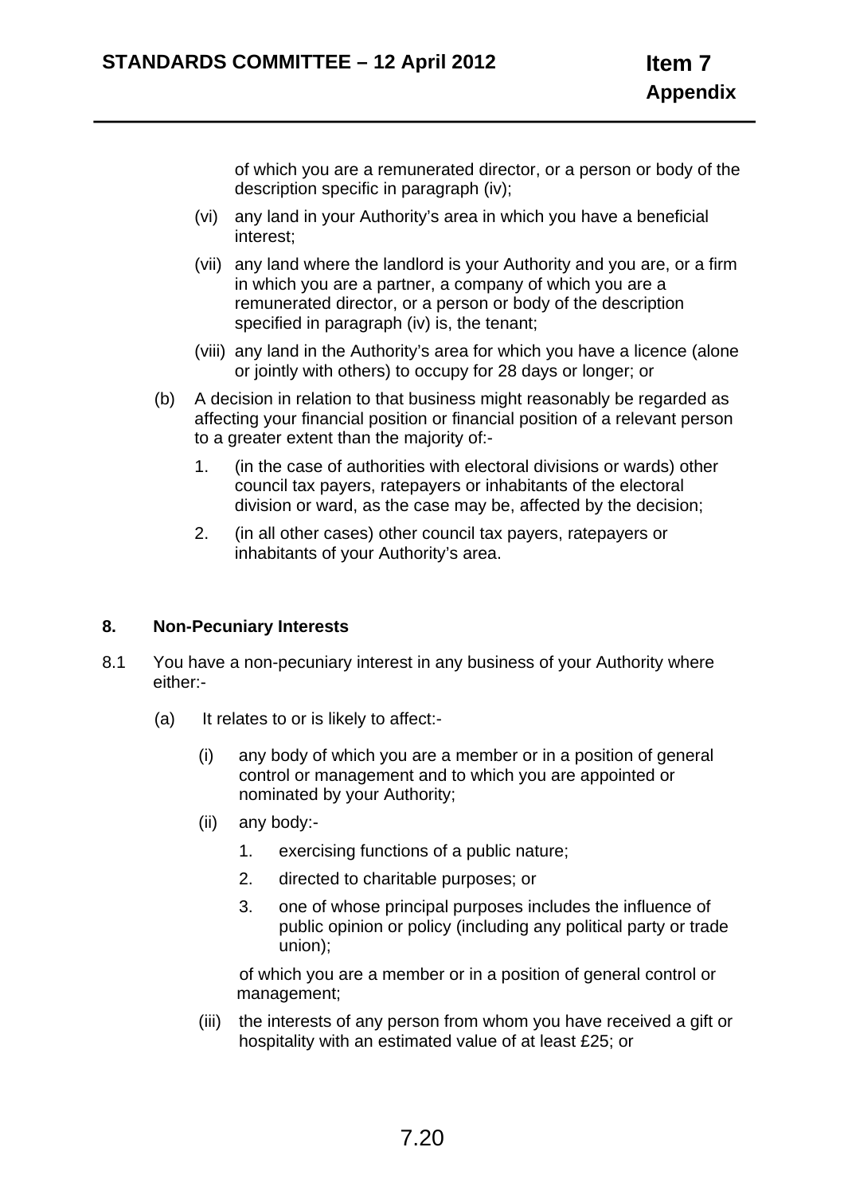of which you are a remunerated director, or a person or body of the description specific in paragraph (iv);

(vi) any land in your Authority's area in which you have a beneficial interest;

(vii) any land where the landlord is your Authority and you are, or a firm in which you are a partner, a company of which you are a remunerated director, or a person or body of the description specified in paragraph (iv) is, the tenant;

(viii) any land in the Authority's area for which you have a licence (alone or jointly with others) to occupy for 28 days or longer; or

(b) A decision in relation to that business might reasonably be regarded as affecting your financial position or financial position of a relevant person to a greater extent than the majority of:-

1. (in the case of authorities with electoral divisions or wards) other council tax payers, ratepayers or inhabitants of the electoral division or ward, as the case may be, affected by the decision;
2. (in all other cases) other council tax payers, ratepayers or inhabitants of your Authority's area.

**8. Non-Pecuniary Interests**

8.1 You have a non-pecuniary interest in any business of your Authority where either:-

(a) It relates to or is likely to affect:-

(i) any body of which you are a member or in a position of general control or management and to which you are appointed or nominated by your Authority;

(ii) any body:-

1. exercising functions of a public nature;
2. directed to charitable purposes; or
3. one of whose principal purposes includes the influence of public opinion or policy (including any political party or trade union);

of which you are a member or in a position of general control or management;

(iii) the interests of any person from whom you have received a gift or hospitality with an estimated value of at least £25; or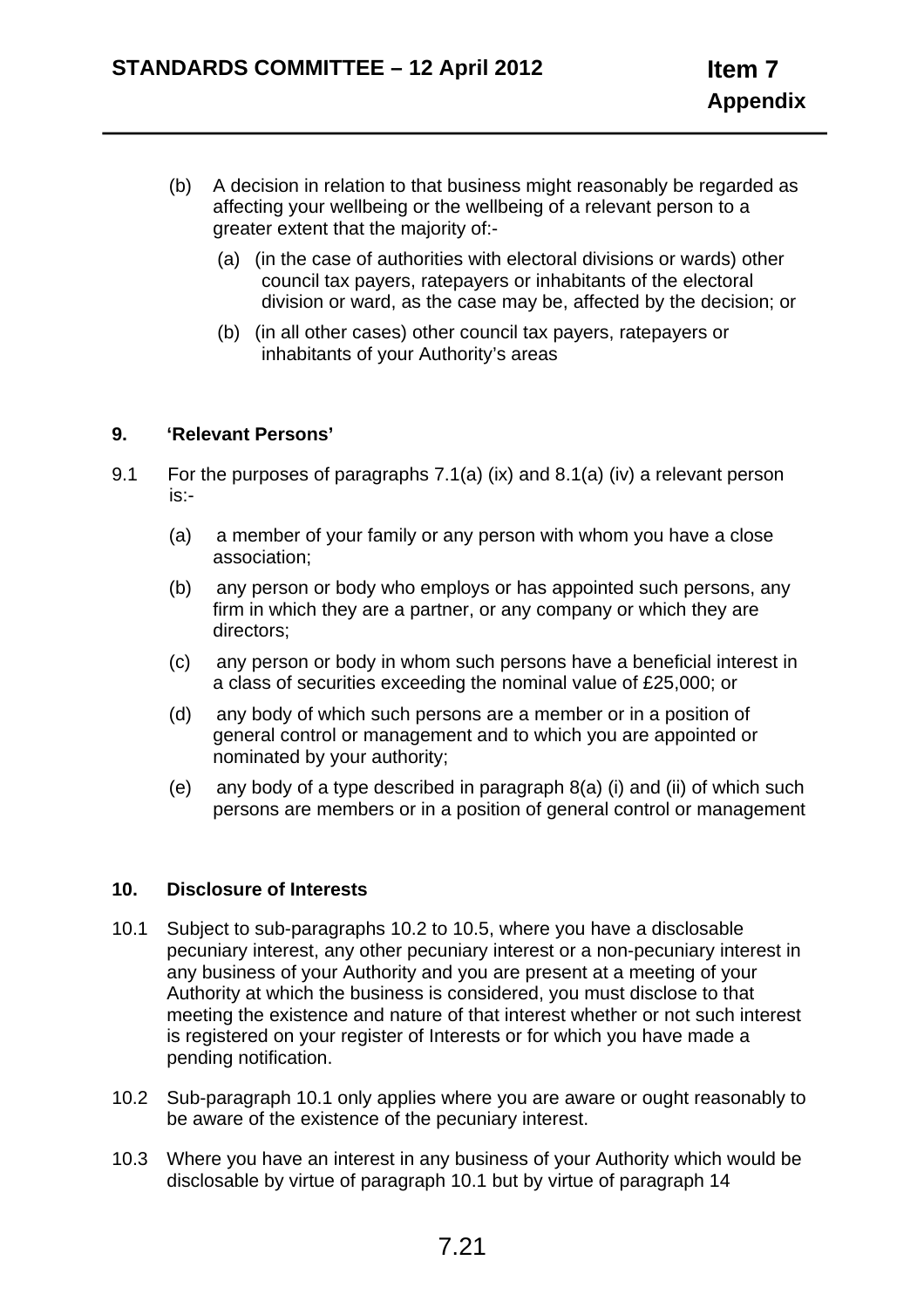(b) A decision in relation to that business might reasonably be regarded as affecting your wellbeing or the wellbeing of a relevant person to a greater extent that the majority of:-

  (a) (in the case of authorities with electoral divisions or wards) other council tax payers, ratepayers or inhabitants of the electoral division or ward, as the case may be, affected by the decision; or

  (b) (in all other cases) other council tax payers, ratepayers or inhabitants of your Authority's areas

**9. 'Relevant Persons'**

9.1 For the purposes of paragraphs 7.1(a) (ix) and 8.1(a) (iv) a relevant person is:-

  (a) a member of your family or any person with whom you have a close association;

  (b) any person or body who employs or has appointed such persons, any firm in which they are a partner, or any company or which they are directors;

  (c) any person or body in whom such persons have a beneficial interest in a class of securities exceeding the nominal value of £25,000; or

  (d) any body of which such persons are a member or in a position of general control or management and to which you are appointed or nominated by your authority;

  (e) any body of a type described in paragraph 8(a) (i) and (ii) of which such persons are members or in a position of general control or management

**10. Disclosure of Interests**

10.1 Subject to sub-paragraphs 10.2 to 10.5, where you have a disclosable pecuniary interest, any other pecuniary interest or a non-pecuniary interest in any business of your Authority and you are present at a meeting of your Authority at which the business is considered, you must disclose to that meeting the existence and nature of that interest whether or not such interest is registered on your register of Interests or for which you have made a pending notification.

10.2 Sub-paragraph 10.1 only applies where you are aware or ought reasonably to be aware of the existence of the pecuniary interest.

10.3 Where you have an interest in any business of your Authority which would be disclosable by virtue of paragraph 10.1 but by virtue of paragraph 14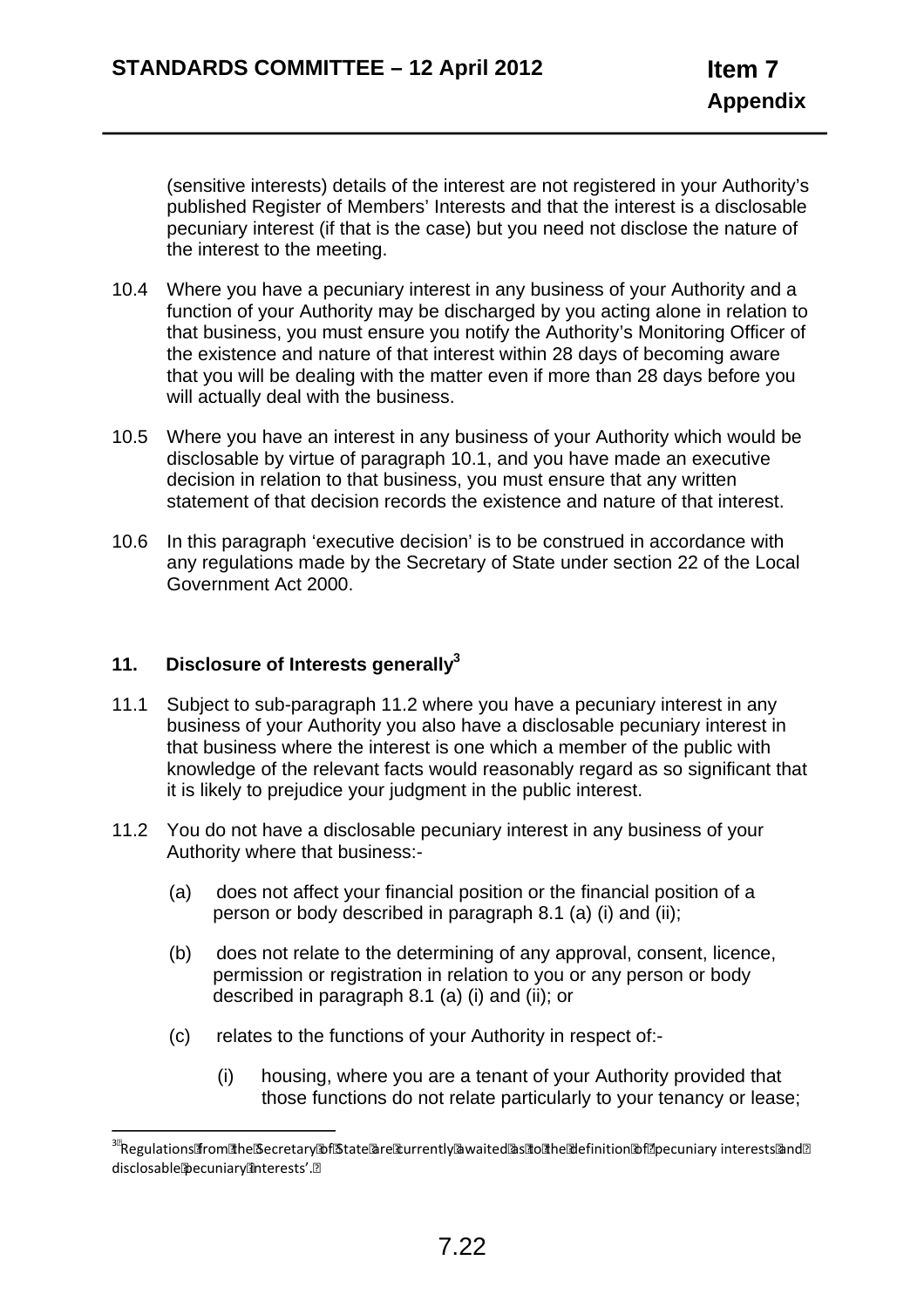(sensitive interests) details of the interest are not registered in your Authority's published Register of Members' Interests and that the interest is a disclosable pecuniary interest (if that is the case) but you need not disclose the nature of the interest to the meeting.

10.4 Where you have a pecuniary interest in any business of your Authority and a function of your Authority may be discharged by you acting alone in relation to that business, you must ensure you notify the Authority's Monitoring Officer of the existence and nature of that interest within 28 days of becoming aware that you will be dealing with the matter even if more than 28 days before you will actually deal with the business.

10.5 Where you have an interest in any business of your Authority which would be disclosable by virtue of paragraph 10.1, and you have made an executive decision in relation to that business, you must ensure that any written statement of that decision records the existence and nature of that interest.

10.6 In this paragraph 'executive decision' is to be construed in accordance with any regulations made by the Secretary of State under section 22 of the Local Government Act 2000.

## 11. Disclosure of Interests generally[3]

11.1 Subject to sub-paragraph 11.2 where you have a pecuniary interest in any business of your Authority you also have a disclosable pecuniary interest in that business where the interest is one which a member of the public with knowledge of the relevant facts would reasonably regard as so significant that it is likely to prejudice your judgment in the public interest.

11.2 You do not have a disclosable pecuniary interest in any business of your Authority where that business:-

(a) does not affect your financial position or the financial position of a person or body described in paragraph 8.1 (a) (i) and (ii);

(b) does not relate to the determining of any approval, consent, licence, permission or registration in relation to you or any person or body described in paragraph 8.1 (a) (i) and (ii); or

(c) relates to the functions of your Authority in respect of:-

(i) housing, where you are a tenant of your Authority provided that those functions do not relate particularly to your tenancy or lease;

---

[3] Regulations from the Secretary of State are currently awaited as to the definition of 'pecuniary interests' and 'disclosable pecuniary interests'.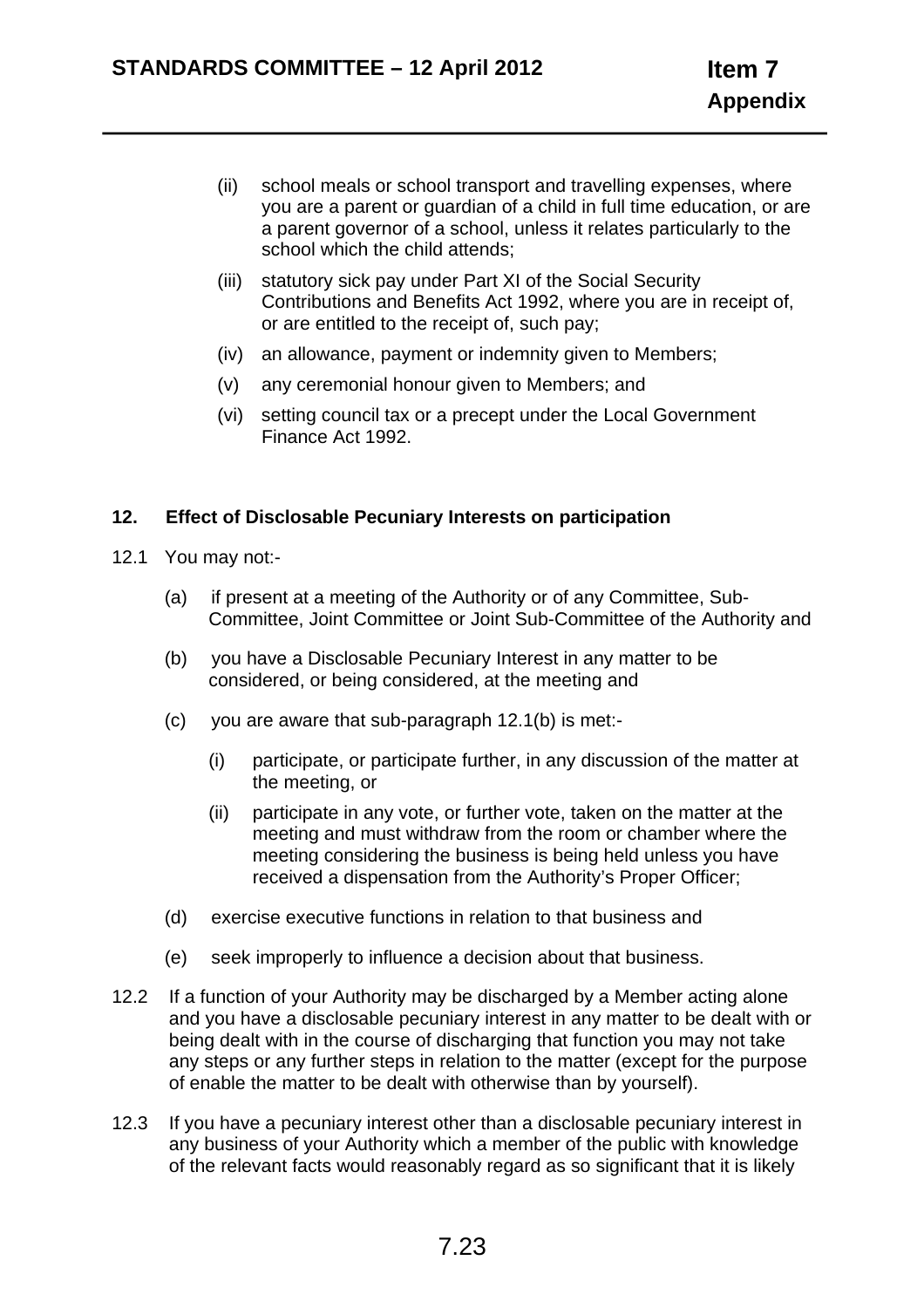(ii) school meals or school transport and travelling expenses, where you are a parent or guardian of a child in full time education, or are a parent governor of a school, unless it relates particularly to the school which the child attends;

(iii) statutory sick pay under Part XI of the Social Security Contributions and Benefits Act 1992, where you are in receipt of, or are entitled to the receipt of, such pay;

(iv) an allowance, payment or indemnity given to Members;

(v) any ceremonial honour given to Members; and

(vi) setting council tax or a precept under the Local Government Finance Act 1992.

## 12. Effect of Disclosable Pecuniary Interests on participation

12.1 You may not:-

(a) if present at a meeting of the Authority or of any Committee, Sub-Committee, Joint Committee or Joint Sub-Committee of the Authority and

(b) you have a Disclosable Pecuniary Interest in any matter to be considered, or being considered, at the meeting and

(c) you are aware that sub-paragraph 12.1(b) is met:-

(i) participate, or participate further, in any discussion of the matter at the meeting, or

(ii) participate in any vote, or further vote, taken on the matter at the meeting and must withdraw from the room or chamber where the meeting considering the business is being held unless you have received a dispensation from the Authority's Proper Officer;

(d) exercise executive functions in relation to that business and

(e) seek improperly to influence a decision about that business.

12.2 If a function of your Authority may be discharged by a Member acting alone and you have a disclosable pecuniary interest in any matter to be dealt with or being dealt with in the course of discharging that function you may not take any steps or any further steps in relation to the matter (except for the purpose of enable the matter to be dealt with otherwise than by yourself).

12.3 If you have a pecuniary interest other than a disclosable pecuniary interest in any business of your Authority which a member of the public with knowledge of the relevant facts would reasonably regard as so significant that it is likely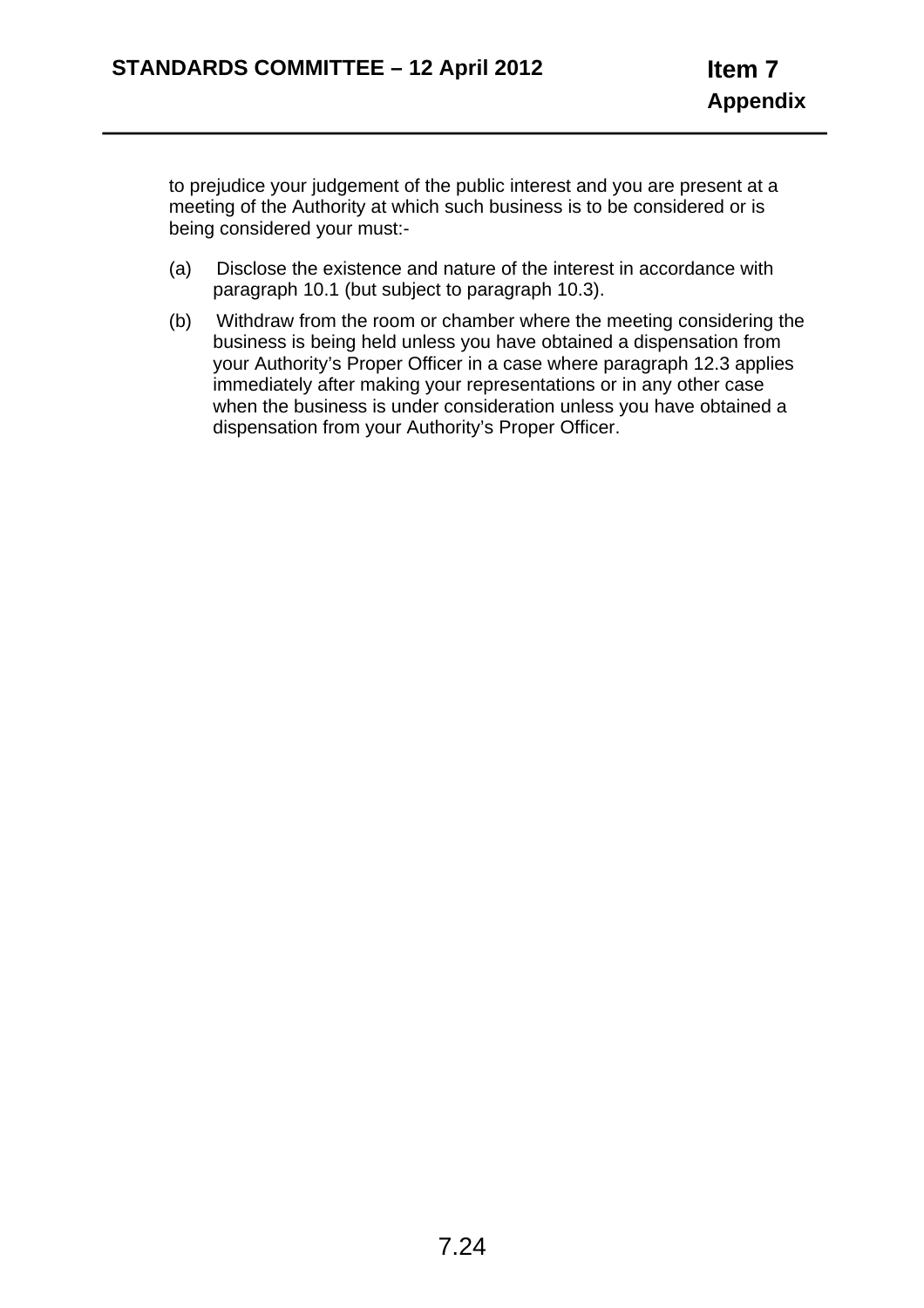to prejudice your judgement of the public interest and you are present at a meeting of the Authority at which such business is to be considered or is being considered your must:-

(a) Disclose the existence and nature of the interest in accordance with paragraph 10.1 (but subject to paragraph 10.3).

(b) Withdraw from the room or chamber where the meeting considering the business is being held unless you have obtained a dispensation from your Authority's Proper Officer in a case where paragraph 12.3 applies immediately after making your representations or in any other case when the business is under consideration unless you have obtained a dispensation from your Authority's Proper Officer.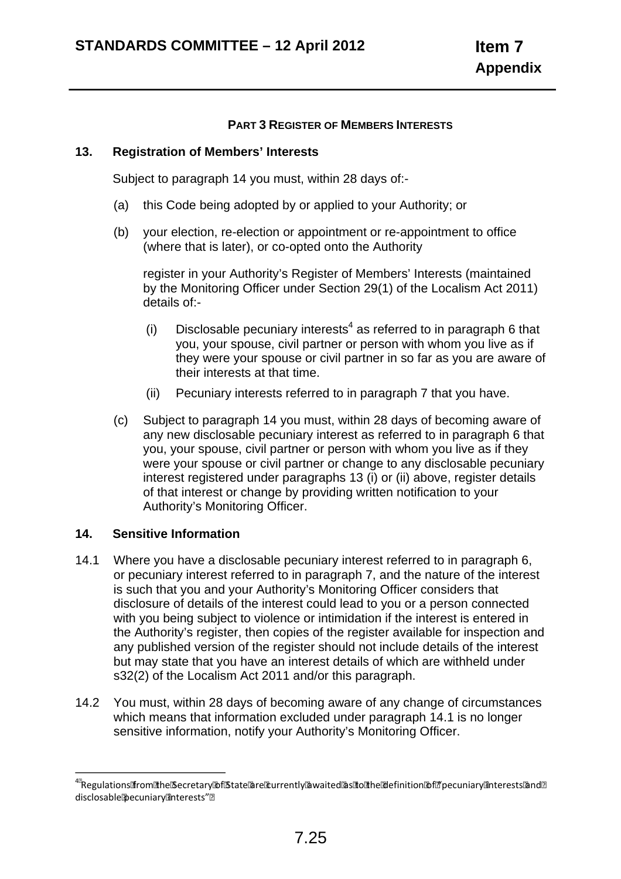#### PART 3 REGISTER OF MEMBERS INTERESTS

### 13. Registration of Members' Interests

Subject to paragraph 14 you must, within 28 days of:-

(a) this Code being adopted by or applied to your Authority; or

(b) your election, re-election or appointment or re-appointment to office (where that is later), or co-opted onto the Authority

register in your Authority's Register of Members' Interests (maintained by the Monitoring Officer under Section 29(1) of the Localism Act 2011) details of:-

(i) Disclosable pecuniary interests[4] as referred to in paragraph 6 that you, your spouse, civil partner or person with whom you live as if they were your spouse or civil partner in so far as you are aware of their interests at that time.

(ii) Pecuniary interests referred to in paragraph 7 that you have.

(c) Subject to paragraph 14 you must, within 28 days of becoming aware of any new disclosable pecuniary interest as referred to in paragraph 6 that you, your spouse, civil partner or person with whom you live as if they were your spouse or civil partner or change to any disclosable pecuniary interest registered under paragraphs 13 (i) or (ii) above, register details of that interest or change by providing written notification to your Authority's Monitoring Officer.

### 14. Sensitive Information

14.1 Where you have a disclosable pecuniary interest referred to in paragraph 6, or pecuniary interest referred to in paragraph 7, and the nature of the interest is such that you and your Authority's Monitoring Officer considers that disclosure of details of the interest could lead to you or a person connected with you being subject to violence or intimidation if the interest is entered in the Authority's register, then copies of the register available for inspection and any published version of the register should not include details of the interest but may state that you have an interest details of which are withheld under s32(2) of the Localism Act 2011 and/or this paragraph.

14.2 You must, within 28 days of becoming aware of any change of circumstances which means that information excluded under paragraph 14.1 is no longer sensitive information, notify your Authority's Monitoring Officer.

---

[4] Regulations from the Secretary of State are currently awaited as to the definition of "pecuniary interests and disclosable pecuniary interests"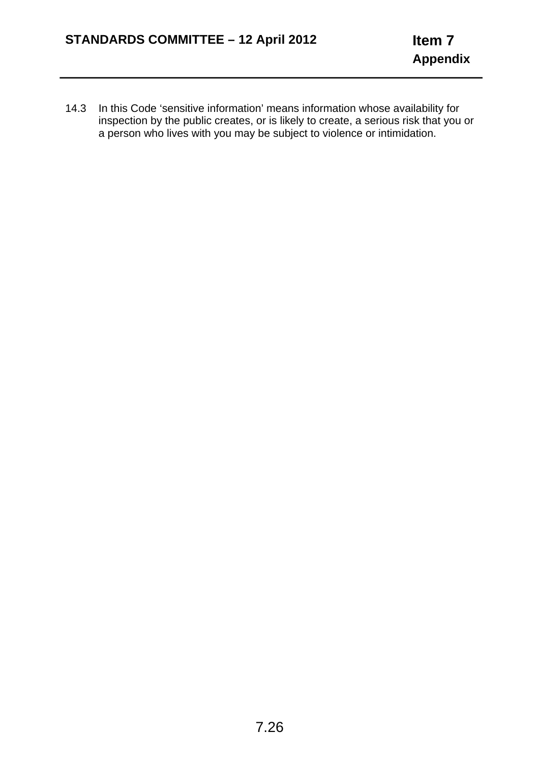14.3 In this Code 'sensitive information' means information whose availability for inspection by the public creates, or is likely to create, a serious risk that you or a person who lives with you may be subject to violence or intimidation.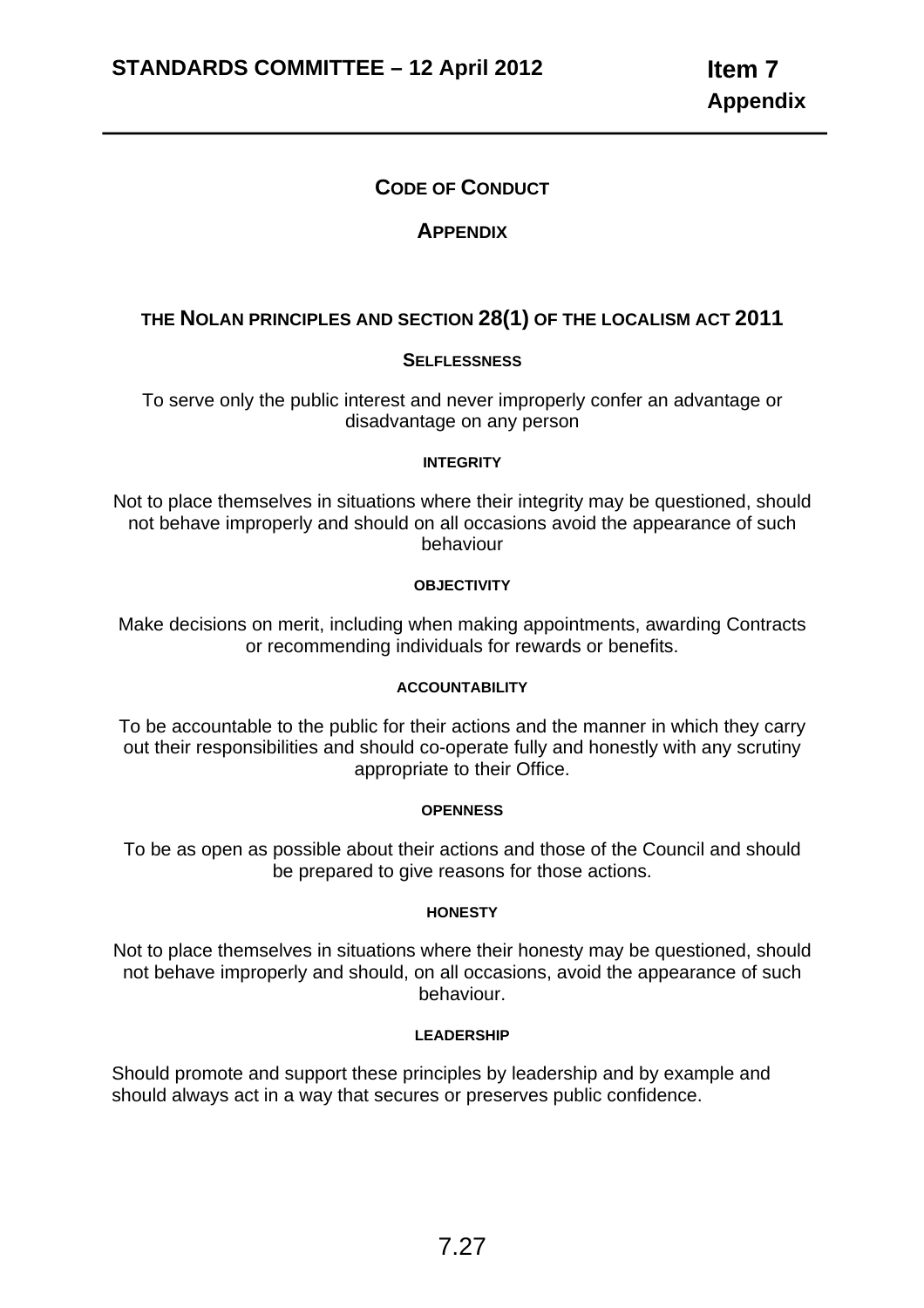# CODE OF CONDUCT

## APPENDIX

### THE NOLAN PRINCIPLES AND SECTION 28(1) OF THE LOCALISM ACT 2011

#### SELFLESSNESS

To serve only the public interest and never improperly confer an advantage or disadvantage on any person

#### INTEGRITY

Not to place themselves in situations where their integrity may be questioned, should not behave improperly and should on all occasions avoid the appearance of such behaviour

#### OBJECTIVITY

Make decisions on merit, including when making appointments, awarding Contracts or recommending individuals for rewards or benefits.

#### ACCOUNTABILITY

To be accountable to the public for their actions and the manner in which they carry out their responsibilities and should co-operate fully and honestly with any scrutiny appropriate to their Office.

#### OPENNESS

To be as open as possible about their actions and those of the Council and should be prepared to give reasons for those actions.

#### HONESTY

Not to place themselves in situations where their honesty may be questioned, should not behave improperly and should, on all occasions, avoid the appearance of such behaviour.

#### LEADERSHIP

Should promote and support these principles by leadership and by example and should always act in a way that secures or preserves public confidence.